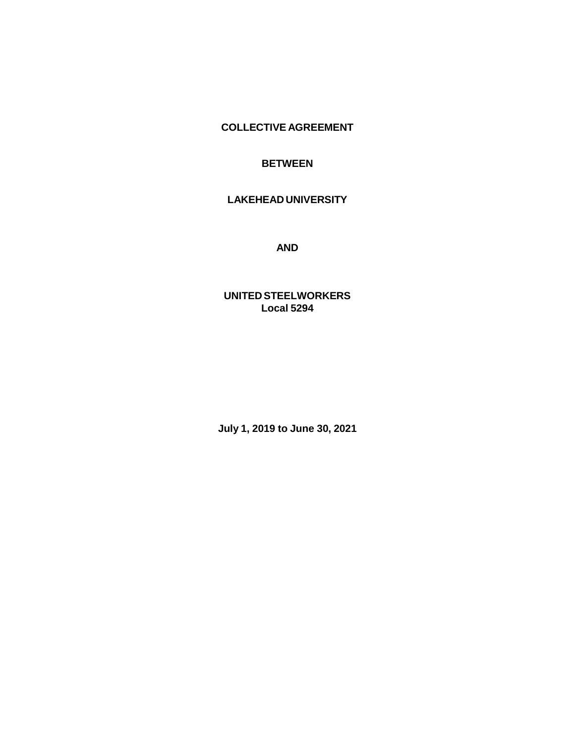**COLLECTIVE AGREEMENT**

**BETWEEN**

**LAKEHEAD UNIVERSITY**

**AND**

**UNITED STEELWORKERS**
**Local 5294**

**July 1, 2019 to June 30, 2021**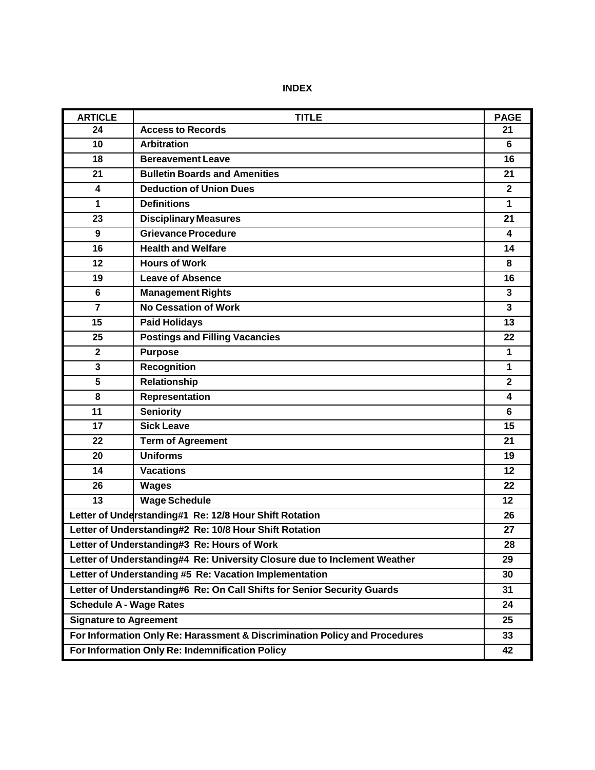# INDEX

| ARTICLE | TITLE | PAGE |
|---|---|---|
| 24 | **Access to Records** | 21 |
| 10 | **Arbitration** | 6 |
| 18 | **Bereavement Leave** | 16 |
| 21 | **Bulletin Boards and Amenities** | 21 |
| 4 | **Deduction of Union Dues** | 2 |
| 1 | **Definitions** | 1 |
| 23 | **Disciplinary Measures** | 21 |
| 9 | **Grievance Procedure** | 4 |
| 16 | **Health and Welfare** | 14 |
| 12 | **Hours of Work** | 8 |
| 19 | **Leave of Absence** | 16 |
| 6 | **Management Rights** | 3 |
| 7 | **No Cessation of Work** | 3 |
| 15 | **Paid Holidays** | 13 |
| 25 | **Postings and Filling Vacancies** | 22 |
| 2 | **Purpose** | 1 |
| 3 | **Recognition** | 1 |
| 5 | **Relationship** | 2 |
| 8 | **Representation** | 4 |
| 11 | **Seniority** | 6 |
| 17 | **Sick Leave** | 15 |
| 22 | **Term of Agreement** | 21 |
| 20 | **Uniforms** | 19 |
| 14 | **Vacations** | 12 |
| 26 | **Wages** | 22 |
| 13 | **Wage Schedule** | 12 |
| **Letter of Understanding#1 Re: 12/8 Hour Shift Rotation** | | 26 |
| **Letter of Understanding#2 Re: 10/8 Hour Shift Rotation** | | 27 |
| **Letter of Understanding#3 Re: Hours of Work** | | 28 |
| **Letter of Understanding#4 Re: University Closure due to Inclement Weather** | | 29 |
| **Letter of Understanding #5 Re: Vacation Implementation** | | 30 |
| **Letter of Understanding#6 Re: On Call Shifts for Senior Security Guards** | | 31 |
| **Schedule A - Wage Rates** | | 24 |
| **Signature to Agreement** | | 25 |
| **For Information Only Re: Harassment & Discrimination Policy and Procedures** | | 33 |
| **For Information Only Re: Indemnification Policy** | | 42 |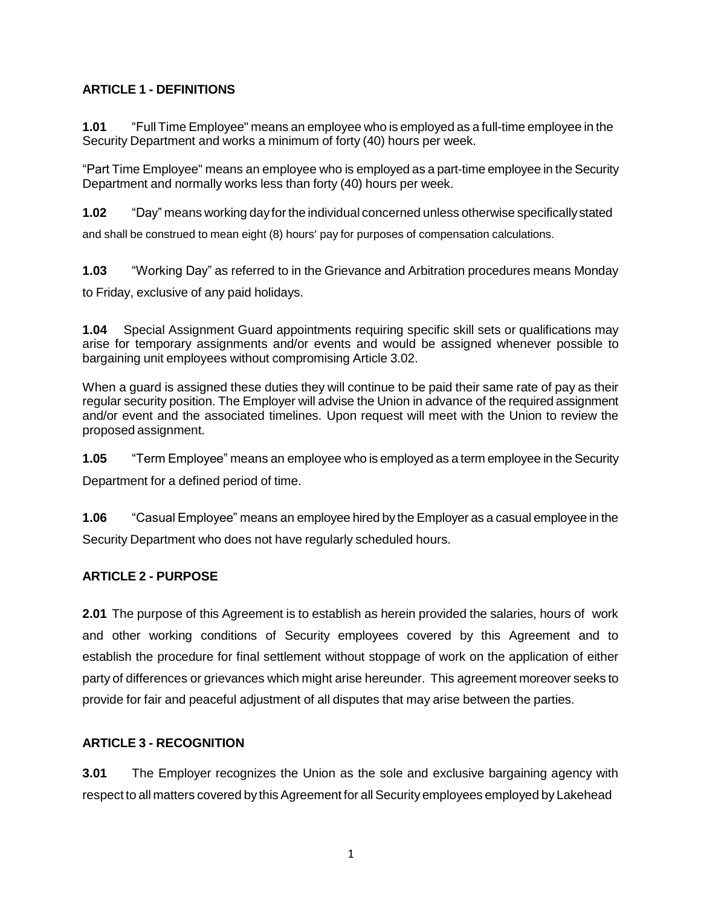## ARTICLE 1 - DEFINITIONS

**1.01** "Full Time Employee" means an employee who is employed as a full-time employee in the Security Department and works a minimum of forty (40) hours per week.

"Part Time Employee" means an employee who is employed as a part-time employee in the Security Department and normally works less than forty (40) hours per week.

**1.02** "Day" means working day for the individual concerned unless otherwise specifically stated and shall be construed to mean eight (8) hours' pay for purposes of compensation calculations.

**1.03** "Working Day" as referred to in the Grievance and Arbitration procedures means Monday to Friday, exclusive of any paid holidays.

**1.04** Special Assignment Guard appointments requiring specific skill sets or qualifications may arise for temporary assignments and/or events and would be assigned whenever possible to bargaining unit employees without compromising Article 3.02.

When a guard is assigned these duties they will continue to be paid their same rate of pay as their regular security position. The Employer will advise the Union in advance of the required assignment and/or event and the associated timelines. Upon request will meet with the Union to review the proposed assignment.

**1.05** "Term Employee" means an employee who is employed as a term employee in the Security Department for a defined period of time.

**1.06** "Casual Employee" means an employee hired by the Employer as a casual employee in the Security Department who does not have regularly scheduled hours.

## ARTICLE 2 - PURPOSE

**2.01** The purpose of this Agreement is to establish as herein provided the salaries, hours of work and other working conditions of Security employees covered by this Agreement and to establish the procedure for final settlement without stoppage of work on the application of either party of differences or grievances which might arise hereunder. This agreement moreover seeks to provide for fair and peaceful adjustment of all disputes that may arise between the parties.

## ARTICLE 3 - RECOGNITION

**3.01** The Employer recognizes the Union as the sole and exclusive bargaining agency with respect to all matters covered by this Agreement for all Security employees employed by Lakehead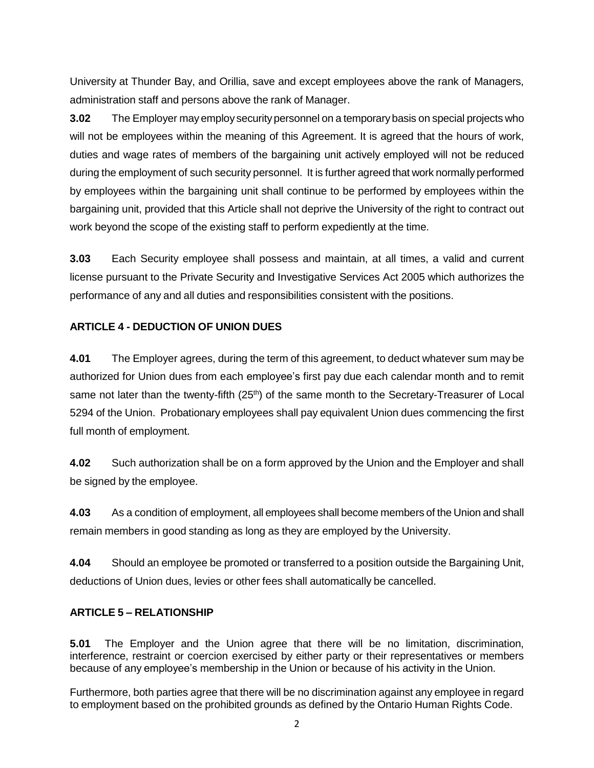University at Thunder Bay, and Orillia, save and except employees above the rank of Managers, administration staff and persons above the rank of Manager.

**3.02** The Employer may employ security personnel on a temporary basis on special projects who will not be employees within the meaning of this Agreement. It is agreed that the hours of work, duties and wage rates of members of the bargaining unit actively employed will not be reduced during the employment of such security personnel. It is further agreed that work normally performed by employees within the bargaining unit shall continue to be performed by employees within the bargaining unit, provided that this Article shall not deprive the University of the right to contract out work beyond the scope of the existing staff to perform expediently at the time.

**3.03** Each Security employee shall possess and maintain, at all times, a valid and current license pursuant to the Private Security and Investigative Services Act 2005 which authorizes the performance of any and all duties and responsibilities consistent with the positions.

## ARTICLE 4 - DEDUCTION OF UNION DUES

**4.01** The Employer agrees, during the term of this agreement, to deduct whatever sum may be authorized for Union dues from each employee's first pay due each calendar month and to remit same not later than the twenty-fifth (25th) of the same month to the Secretary-Treasurer of Local 5294 of the Union. Probationary employees shall pay equivalent Union dues commencing the first full month of employment.

**4.02** Such authorization shall be on a form approved by the Union and the Employer and shall be signed by the employee.

**4.03** As a condition of employment, all employees shall become members of the Union and shall remain members in good standing as long as they are employed by the University.

**4.04** Should an employee be promoted or transferred to a position outside the Bargaining Unit, deductions of Union dues, levies or other fees shall automatically be cancelled.

## ARTICLE 5 – RELATIONSHIP

**5.01** The Employer and the Union agree that there will be no limitation, discrimination, interference, restraint or coercion exercised by either party or their representatives or members because of any employee's membership in the Union or because of his activity in the Union.

Furthermore, both parties agree that there will be no discrimination against any employee in regard to employment based on the prohibited grounds as defined by the Ontario Human Rights Code.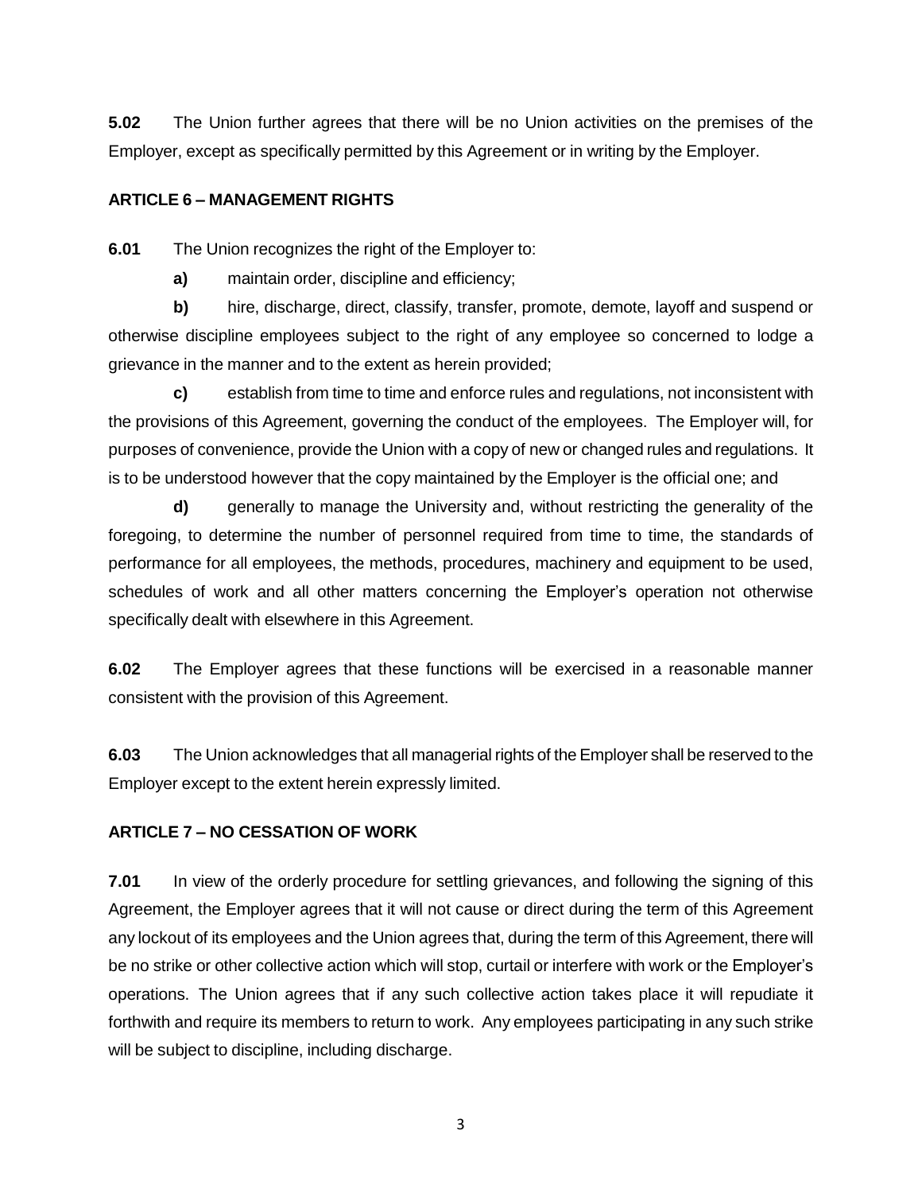**5.02** The Union further agrees that there will be no Union activities on the premises of the Employer, except as specifically permitted by this Agreement or in writing by the Employer.

**ARTICLE 6 – MANAGEMENT RIGHTS**

**6.01** The Union recognizes the right of the Employer to:

**a)** maintain order, discipline and efficiency;

**b)** hire, discharge, direct, classify, transfer, promote, demote, layoff and suspend or otherwise discipline employees subject to the right of any employee so concerned to lodge a grievance in the manner and to the extent as herein provided;

**c)** establish from time to time and enforce rules and regulations, not inconsistent with the provisions of this Agreement, governing the conduct of the employees. The Employer will, for purposes of convenience, provide the Union with a copy of new or changed rules and regulations. It is to be understood however that the copy maintained by the Employer is the official one; and

**d)** generally to manage the University and, without restricting the generality of the foregoing, to determine the number of personnel required from time to time, the standards of performance for all employees, the methods, procedures, machinery and equipment to be used, schedules of work and all other matters concerning the Employer's operation not otherwise specifically dealt with elsewhere in this Agreement.

**6.02** The Employer agrees that these functions will be exercised in a reasonable manner consistent with the provision of this Agreement.

**6.03** The Union acknowledges that all managerial rights of the Employer shall be reserved to the Employer except to the extent herein expressly limited.

**ARTICLE 7 – NO CESSATION OF WORK**

**7.01** In view of the orderly procedure for settling grievances, and following the signing of this Agreement, the Employer agrees that it will not cause or direct during the term of this Agreement any lockout of its employees and the Union agrees that, during the term of this Agreement, there will be no strike or other collective action which will stop, curtail or interfere with work or the Employer's operations. The Union agrees that if any such collective action takes place it will repudiate it forthwith and require its members to return to work. Any employees participating in any such strike will be subject to discipline, including discharge.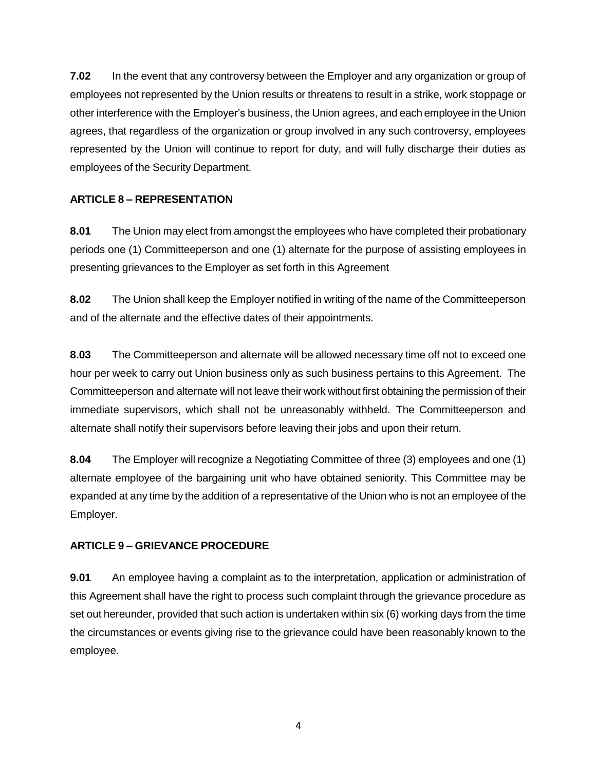**7.02** In the event that any controversy between the Employer and any organization or group of employees not represented by the Union results or threatens to result in a strike, work stoppage or other interference with the Employer's business, the Union agrees, and each employee in the Union agrees, that regardless of the organization or group involved in any such controversy, employees represented by the Union will continue to report for duty, and will fully discharge their duties as employees of the Security Department.

## ARTICLE 8 – REPRESENTATION

**8.01** The Union may elect from amongst the employees who have completed their probationary periods one (1) Committeeperson and one (1) alternate for the purpose of assisting employees in presenting grievances to the Employer as set forth in this Agreement

**8.02** The Union shall keep the Employer notified in writing of the name of the Committeeperson and of the alternate and the effective dates of their appointments.

**8.03** The Committeeperson and alternate will be allowed necessary time off not to exceed one hour per week to carry out Union business only as such business pertains to this Agreement. The Committeeperson and alternate will not leave their work without first obtaining the permission of their immediate supervisors, which shall not be unreasonably withheld. The Committeeperson and alternate shall notify their supervisors before leaving their jobs and upon their return.

**8.04** The Employer will recognize a Negotiating Committee of three (3) employees and one (1) alternate employee of the bargaining unit who have obtained seniority. This Committee may be expanded at any time by the addition of a representative of the Union who is not an employee of the Employer.

## ARTICLE 9 – GRIEVANCE PROCEDURE

**9.01** An employee having a complaint as to the interpretation, application or administration of this Agreement shall have the right to process such complaint through the grievance procedure as set out hereunder, provided that such action is undertaken within six (6) working days from the time the circumstances or events giving rise to the grievance could have been reasonably known to the employee.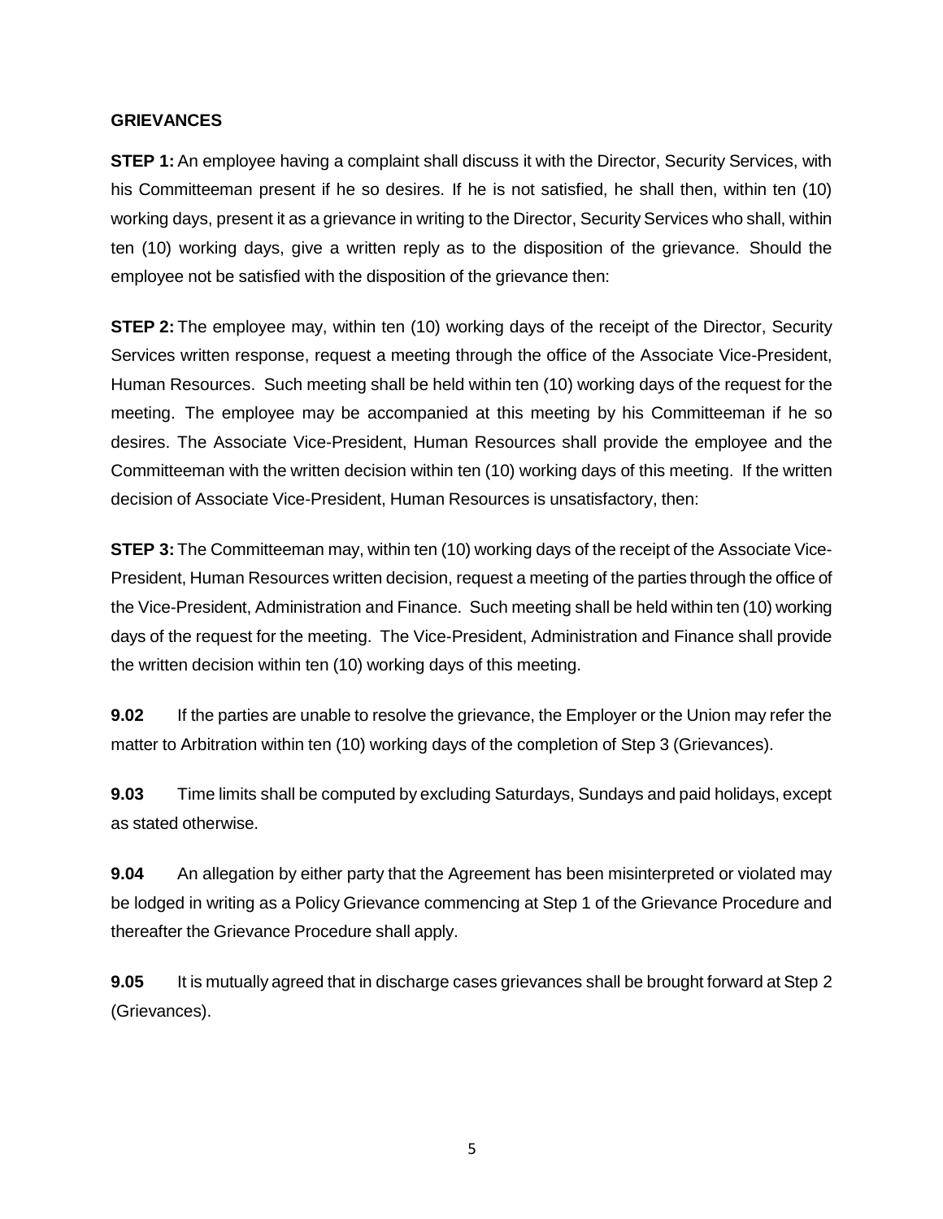**GRIEVANCES**

**STEP 1:** An employee having a complaint shall discuss it with the Director, Security Services, with his Committeeman present if he so desires. If he is not satisfied, he shall then, within ten (10) working days, present it as a grievance in writing to the Director, Security Services who shall, within ten (10) working days, give a written reply as to the disposition of the grievance. Should the employee not be satisfied with the disposition of the grievance then:

**STEP 2:** The employee may, within ten (10) working days of the receipt of the Director, Security Services written response, request a meeting through the office of the Associate Vice-President, Human Resources. Such meeting shall be held within ten (10) working days of the request for the meeting. The employee may be accompanied at this meeting by his Committeeman if he so desires. The Associate Vice-President, Human Resources shall provide the employee and the Committeeman with the written decision within ten (10) working days of this meeting. If the written decision of Associate Vice-President, Human Resources is unsatisfactory, then:

**STEP 3:** The Committeeman may, within ten (10) working days of the receipt of the Associate Vice-President, Human Resources written decision, request a meeting of the parties through the office of the Vice-President, Administration and Finance. Such meeting shall be held within ten (10) working days of the request for the meeting. The Vice-President, Administration and Finance shall provide the written decision within ten (10) working days of this meeting.

**9.02** If the parties are unable to resolve the grievance, the Employer or the Union may refer the matter to Arbitration within ten (10) working days of the completion of Step 3 (Grievances).

**9.03** Time limits shall be computed by excluding Saturdays, Sundays and paid holidays, except as stated otherwise.

**9.04** An allegation by either party that the Agreement has been misinterpreted or violated may be lodged in writing as a Policy Grievance commencing at Step 1 of the Grievance Procedure and thereafter the Grievance Procedure shall apply.

**9.05** It is mutually agreed that in discharge cases grievances shall be brought forward at Step 2 (Grievances).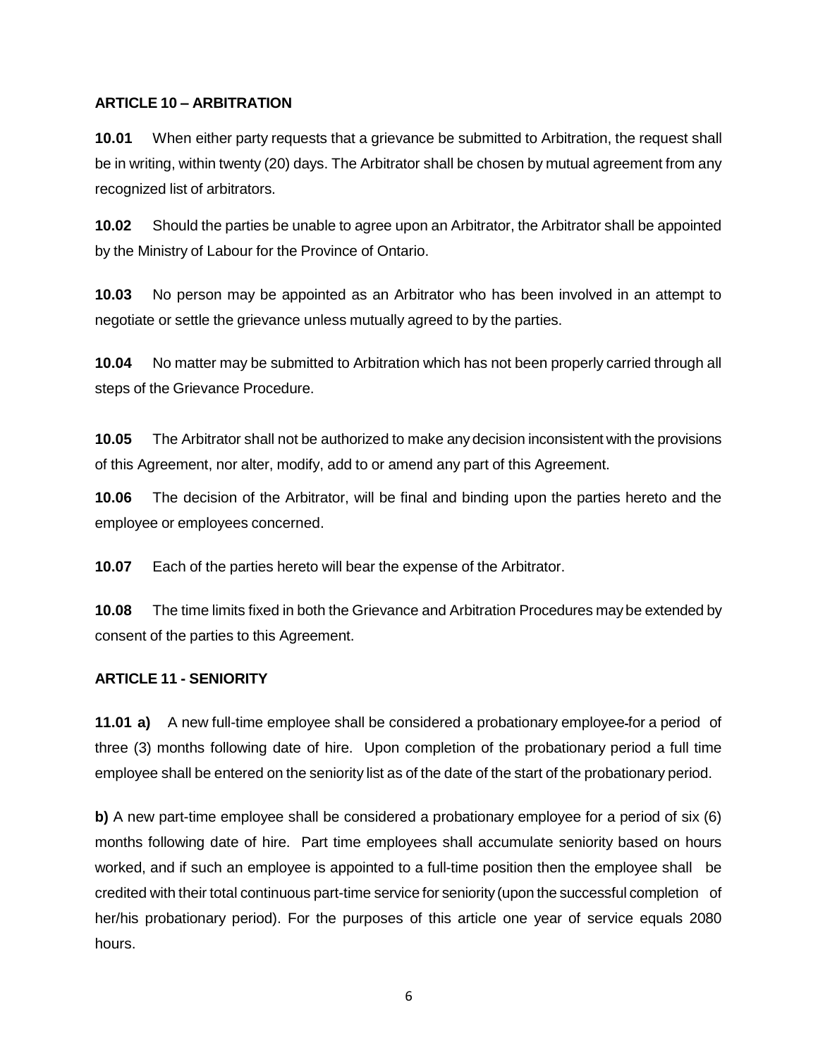## ARTICLE 10 – ARBITRATION

**10.01** When either party requests that a grievance be submitted to Arbitration, the request shall be in writing, within twenty (20) days. The Arbitrator shall be chosen by mutual agreement from any recognized list of arbitrators.

**10.02** Should the parties be unable to agree upon an Arbitrator, the Arbitrator shall be appointed by the Ministry of Labour for the Province of Ontario.

**10.03** No person may be appointed as an Arbitrator who has been involved in an attempt to negotiate or settle the grievance unless mutually agreed to by the parties.

**10.04** No matter may be submitted to Arbitration which has not been properly carried through all steps of the Grievance Procedure.

**10.05** The Arbitrator shall not be authorized to make any decision inconsistent with the provisions of this Agreement, nor alter, modify, add to or amend any part of this Agreement.

**10.06** The decision of the Arbitrator, will be final and binding upon the parties hereto and the employee or employees concerned.

**10.07** Each of the parties hereto will bear the expense of the Arbitrator.

**10.08** The time limits fixed in both the Grievance and Arbitration Procedures may be extended by consent of the parties to this Agreement.

## ARTICLE 11 - SENIORITY

**11.01 a)** A new full-time employee shall be considered a probationary employee for a period of three (3) months following date of hire. Upon completion of the probationary period a full time employee shall be entered on the seniority list as of the date of the start of the probationary period.

**b)** A new part-time employee shall be considered a probationary employee for a period of six (6) months following date of hire. Part time employees shall accumulate seniority based on hours worked, and if such an employee is appointed to a full-time position then the employee shall be credited with their total continuous part-time service for seniority (upon the successful completion of her/his probationary period). For the purposes of this article one year of service equals 2080 hours.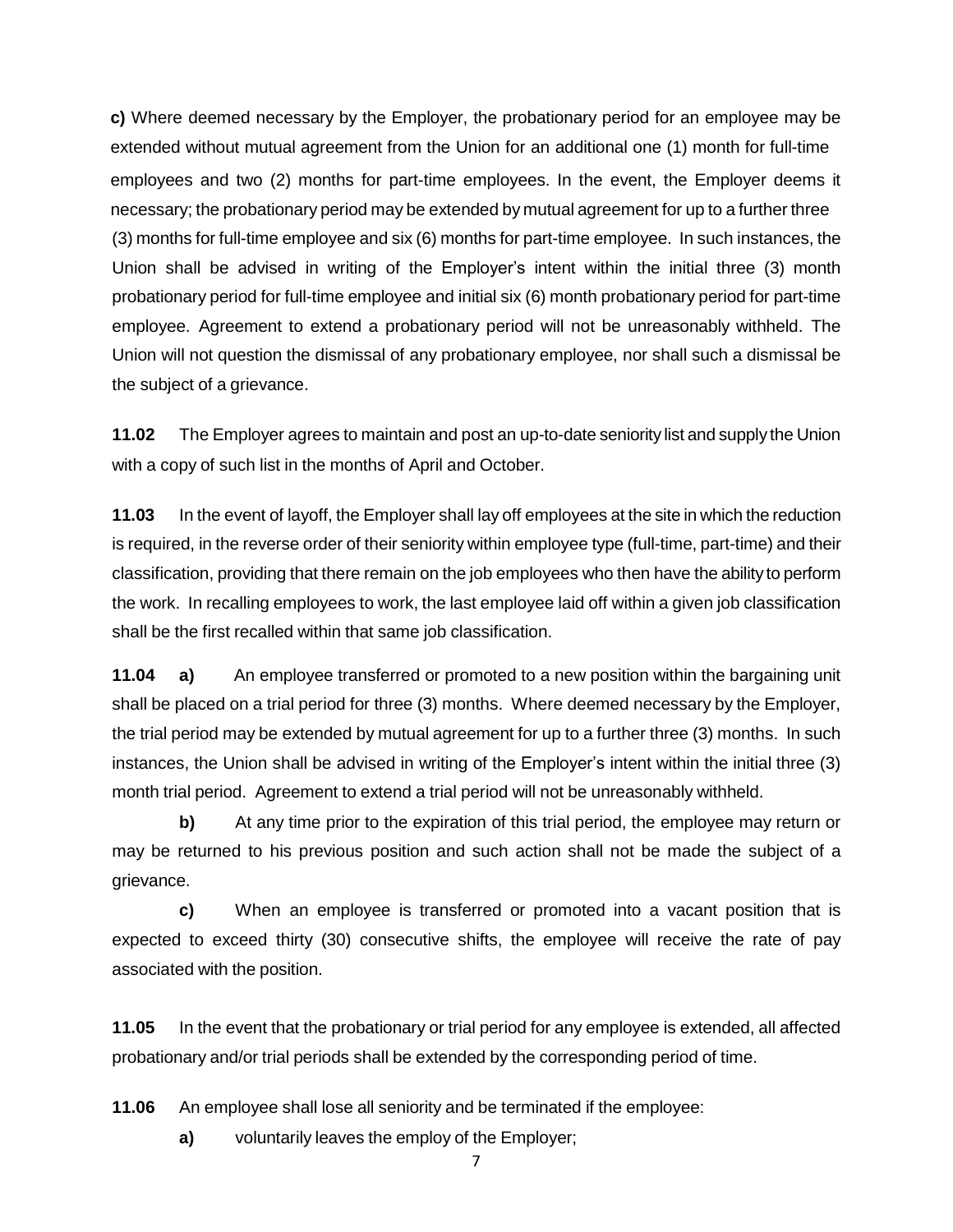**c)** Where deemed necessary by the Employer, the probationary period for an employee may be extended without mutual agreement from the Union for an additional one (1) month for full-time employees and two (2) months for part-time employees. In the event, the Employer deems it necessary; the probationary period may be extended by mutual agreement for up to a further three (3) months for full-time employee and six (6) months for part-time employee. In such instances, the Union shall be advised in writing of the Employer's intent within the initial three (3) month probationary period for full-time employee and initial six (6) month probationary period for part-time employee. Agreement to extend a probationary period will not be unreasonably withheld. The Union will not question the dismissal of any probationary employee, nor shall such a dismissal be the subject of a grievance.

**11.02** The Employer agrees to maintain and post an up-to-date seniority list and supply the Union with a copy of such list in the months of April and October.

**11.03** In the event of layoff, the Employer shall lay off employees at the site in which the reduction is required, in the reverse order of their seniority within employee type (full-time, part-time) and their classification, providing that there remain on the job employees who then have the ability to perform the work. In recalling employees to work, the last employee laid off within a given job classification shall be the first recalled within that same job classification.

**11.04** **a)** An employee transferred or promoted to a new position within the bargaining unit shall be placed on a trial period for three (3) months. Where deemed necessary by the Employer, the trial period may be extended by mutual agreement for up to a further three (3) months. In such instances, the Union shall be advised in writing of the Employer's intent within the initial three (3) month trial period. Agreement to extend a trial period will not be unreasonably withheld.

**b)** At any time prior to the expiration of this trial period, the employee may return or may be returned to his previous position and such action shall not be made the subject of a grievance.

**c)** When an employee is transferred or promoted into a vacant position that is expected to exceed thirty (30) consecutive shifts, the employee will receive the rate of pay associated with the position.

**11.05** In the event that the probationary or trial period for any employee is extended, all affected probationary and/or trial periods shall be extended by the corresponding period of time.

**11.06** An employee shall lose all seniority and be terminated if the employee:

**a)** voluntarily leaves the employ of the Employer;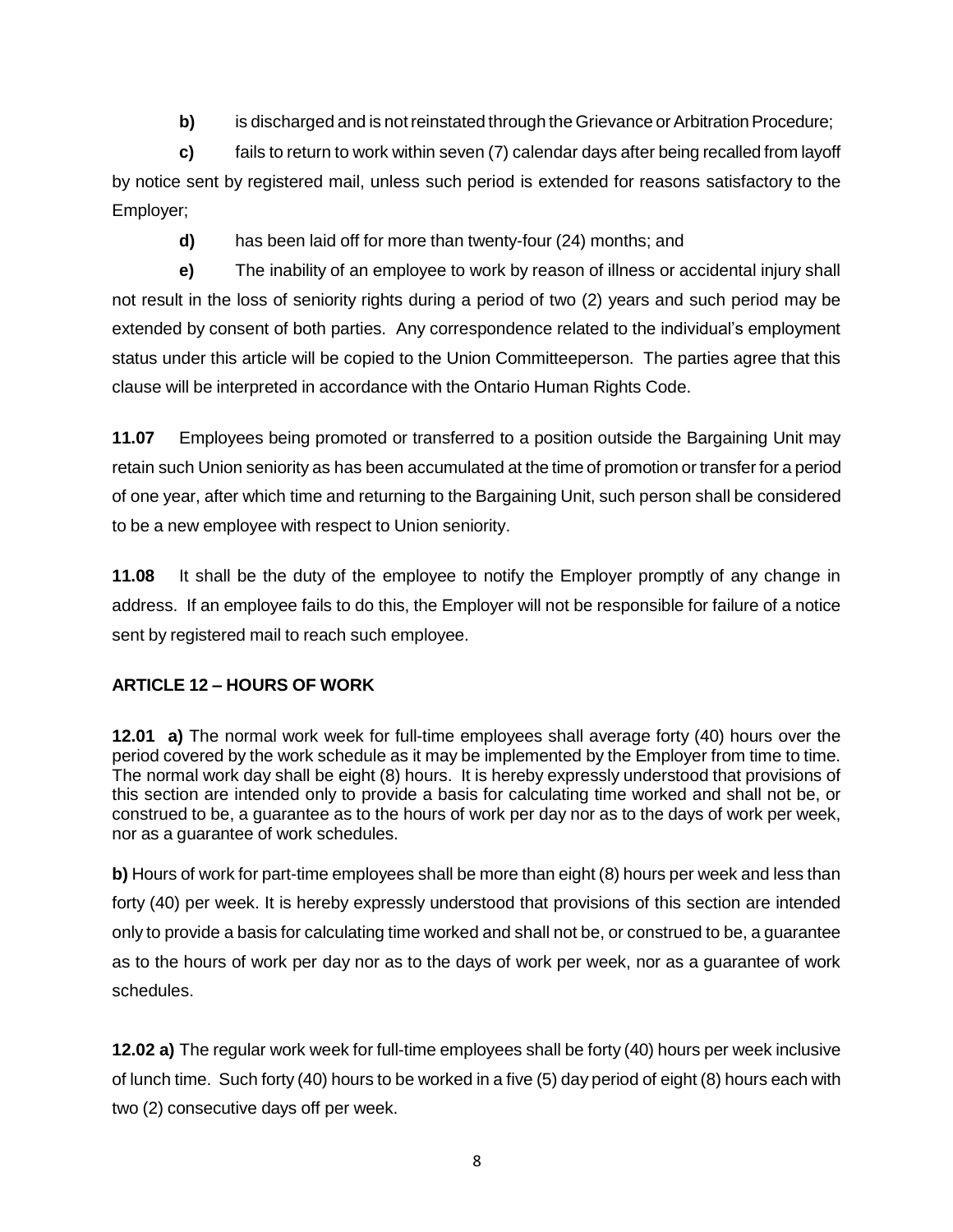**b)** is discharged and is not reinstated through the Grievance or Arbitration Procedure;

**c)** fails to return to work within seven (7) calendar days after being recalled from layoff by notice sent by registered mail, unless such period is extended for reasons satisfactory to the Employer;

**d)** has been laid off for more than twenty-four (24) months; and

**e)** The inability of an employee to work by reason of illness or accidental injury shall not result in the loss of seniority rights during a period of two (2) years and such period may be extended by consent of both parties. Any correspondence related to the individual's employment status under this article will be copied to the Union Committeeperson. The parties agree that this clause will be interpreted in accordance with the Ontario Human Rights Code.

**11.07** Employees being promoted or transferred to a position outside the Bargaining Unit may retain such Union seniority as has been accumulated at the time of promotion or transfer for a period of one year, after which time and returning to the Bargaining Unit, such person shall be considered to be a new employee with respect to Union seniority.

**11.08** It shall be the duty of the employee to notify the Employer promptly of any change in address. If an employee fails to do this, the Employer will not be responsible for failure of a notice sent by registered mail to reach such employee.

## ARTICLE 12 – HOURS OF WORK

**12.01 a)** The normal work week for full-time employees shall average forty (40) hours over the period covered by the work schedule as it may be implemented by the Employer from time to time. The normal work day shall be eight (8) hours. It is hereby expressly understood that provisions of this section are intended only to provide a basis for calculating time worked and shall not be, or construed to be, a guarantee as to the hours of work per day nor as to the days of work per week, nor as a guarantee of work schedules.

**b)** Hours of work for part-time employees shall be more than eight (8) hours per week and less than forty (40) per week. It is hereby expressly understood that provisions of this section are intended only to provide a basis for calculating time worked and shall not be, or construed to be, a guarantee as to the hours of work per day nor as to the days of work per week, nor as a guarantee of work schedules.

**12.02 a)** The regular work week for full-time employees shall be forty (40) hours per week inclusive of lunch time. Such forty (40) hours to be worked in a five (5) day period of eight (8) hours each with two (2) consecutive days off per week.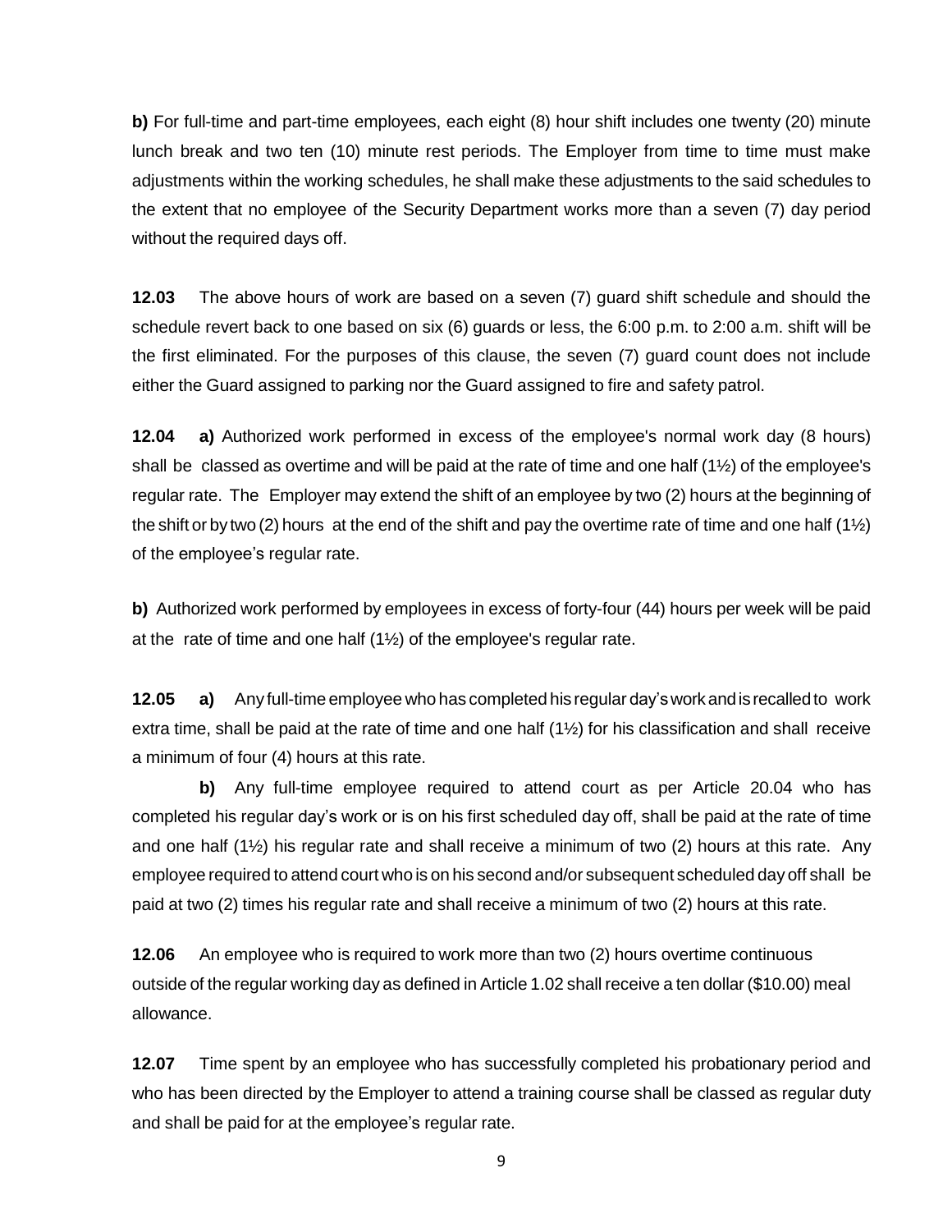**b)** For full-time and part-time employees, each eight (8) hour shift includes one twenty (20) minute lunch break and two ten (10) minute rest periods. The Employer from time to time must make adjustments within the working schedules, he shall make these adjustments to the said schedules to the extent that no employee of the Security Department works more than a seven (7) day period without the required days off.

**12.03** The above hours of work are based on a seven (7) guard shift schedule and should the schedule revert back to one based on six (6) guards or less, the 6:00 p.m. to 2:00 a.m. shift will be the first eliminated. For the purposes of this clause, the seven (7) guard count does not include either the Guard assigned to parking nor the Guard assigned to fire and safety patrol.

**12.04 a)** Authorized work performed in excess of the employee's normal work day (8 hours) shall be classed as overtime and will be paid at the rate of time and one half (1½) of the employee's regular rate. The Employer may extend the shift of an employee by two (2) hours at the beginning of the shift or by two (2) hours at the end of the shift and pay the overtime rate of time and one half (1½) of the employee's regular rate.

**b)** Authorized work performed by employees in excess of forty-four (44) hours per week will be paid at the rate of time and one half (1½) of the employee's regular rate.

**12.05 a)** Any full-time employee who has completed his regular day's work and is recalled to work extra time, shall be paid at the rate of time and one half (1½) for his classification and shall receive a minimum of four (4) hours at this rate.

**b)** Any full-time employee required to attend court as per Article 20.04 who has completed his regular day's work or is on his first scheduled day off, shall be paid at the rate of time and one half (1½) his regular rate and shall receive a minimum of two (2) hours at this rate. Any employee required to attend court who is on his second and/or subsequent scheduled day off shall be paid at two (2) times his regular rate and shall receive a minimum of two (2) hours at this rate.

**12.06** An employee who is required to work more than two (2) hours overtime continuous outside of the regular working day as defined in Article 1.02 shall receive a ten dollar ($10.00) meal allowance.

**12.07** Time spent by an employee who has successfully completed his probationary period and who has been directed by the Employer to attend a training course shall be classed as regular duty and shall be paid for at the employee's regular rate.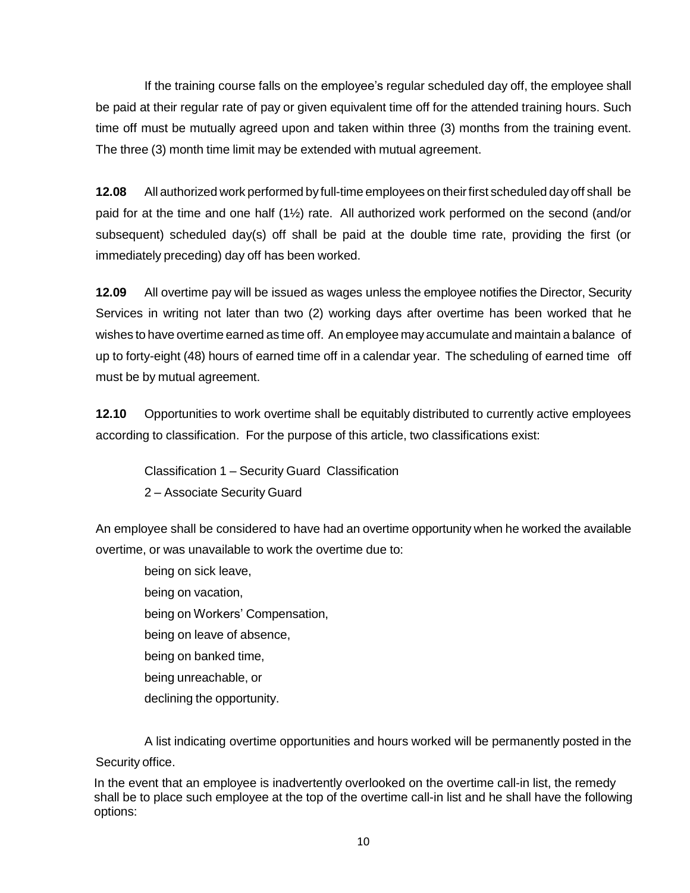If the training course falls on the employee's regular scheduled day off, the employee shall be paid at their regular rate of pay or given equivalent time off for the attended training hours. Such time off must be mutually agreed upon and taken within three (3) months from the training event. The three (3) month time limit may be extended with mutual agreement.

**12.08** All authorized work performed by full-time employees on their first scheduled day off shall be paid for at the time and one half (1½) rate. All authorized work performed on the second (and/or subsequent) scheduled day(s) off shall be paid at the double time rate, providing the first (or immediately preceding) day off has been worked.

**12.09** All overtime pay will be issued as wages unless the employee notifies the Director, Security Services in writing not later than two (2) working days after overtime has been worked that he wishes to have overtime earned as time off. An employee may accumulate and maintain a balance of up to forty-eight (48) hours of earned time off in a calendar year. The scheduling of earned time off must be by mutual agreement.

**12.10** Opportunities to work overtime shall be equitably distributed to currently active employees according to classification. For the purpose of this article, two classifications exist:

Classification 1 – Security Guard Classification
2 – Associate Security Guard

An employee shall be considered to have had an overtime opportunity when he worked the available overtime, or was unavailable to work the overtime due to:

being on sick leave,
being on vacation,
being on Workers' Compensation,
being on leave of absence,
being on banked time,
being unreachable, or
declining the opportunity.

A list indicating overtime opportunities and hours worked will be permanently posted in the Security office.

In the event that an employee is inadvertently overlooked on the overtime call-in list, the remedy shall be to place such employee at the top of the overtime call-in list and he shall have the following options: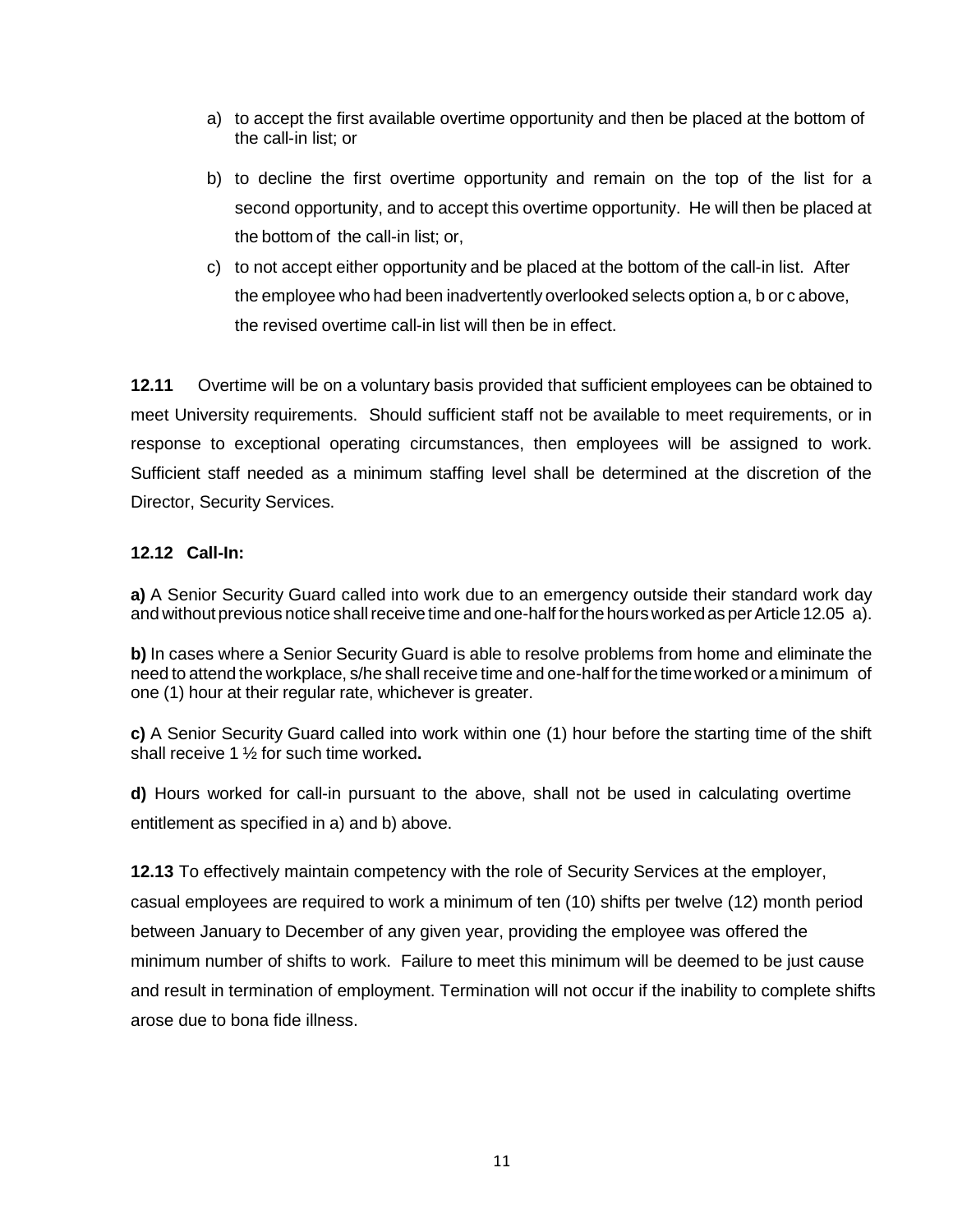a) to accept the first available overtime opportunity and then be placed at the bottom of the call-in list; or

b) to decline the first overtime opportunity and remain on the top of the list for a second opportunity, and to accept this overtime opportunity. He will then be placed at the bottom of the call-in list; or,

c) to not accept either opportunity and be placed at the bottom of the call-in list. After the employee who had been inadvertently overlooked selects option a, b or c above, the revised overtime call-in list will then be in effect.

**12.11** Overtime will be on a voluntary basis provided that sufficient employees can be obtained to meet University requirements. Should sufficient staff not be available to meet requirements, or in response to exceptional operating circumstances, then employees will be assigned to work. Sufficient staff needed as a minimum staffing level shall be determined at the discretion of the Director, Security Services.

**12.12 Call-In:**

**a)** A Senior Security Guard called into work due to an emergency outside their standard work day and without previous notice shall receive time and one-half for the hours worked as per Article 12.05 a).

**b)** In cases where a Senior Security Guard is able to resolve problems from home and eliminate the need to attend the workplace, s/he shall receive time and one-half for the time worked or a minimum of one (1) hour at their regular rate, whichever is greater.

**c)** A Senior Security Guard called into work within one (1) hour before the starting time of the shift shall receive 1 ½ for such time worked**.**

**d)** Hours worked for call-in pursuant to the above, shall not be used in calculating overtime entitlement as specified in a) and b) above.

**12.13** To effectively maintain competency with the role of Security Services at the employer, casual employees are required to work a minimum of ten (10) shifts per twelve (12) month period between January to December of any given year, providing the employee was offered the minimum number of shifts to work. Failure to meet this minimum will be deemed to be just cause and result in termination of employment. Termination will not occur if the inability to complete shifts arose due to bona fide illness.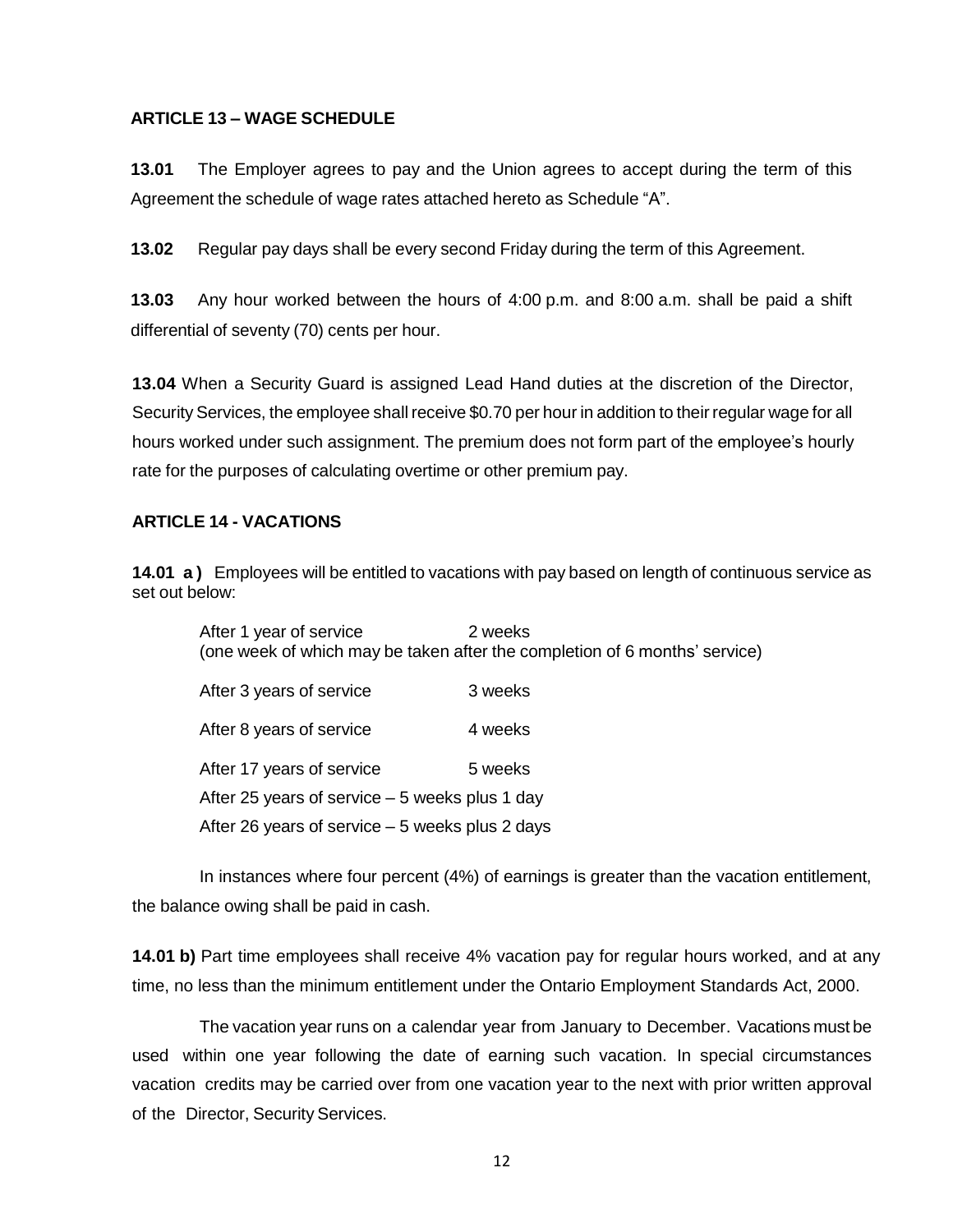## ARTICLE 13 – WAGE SCHEDULE

**13.01** The Employer agrees to pay and the Union agrees to accept during the term of this Agreement the schedule of wage rates attached hereto as Schedule "A".

**13.02** Regular pay days shall be every second Friday during the term of this Agreement.

**13.03** Any hour worked between the hours of 4:00 p.m. and 8:00 a.m. shall be paid a shift differential of seventy (70) cents per hour.

**13.04** When a Security Guard is assigned Lead Hand duties at the discretion of the Director, Security Services, the employee shall receive $0.70 per hour in addition to their regular wage for all hours worked under such assignment. The premium does not form part of the employee's hourly rate for the purposes of calculating overtime or other premium pay.

## ARTICLE 14 - VACATIONS

**14.01 a )** Employees will be entitled to vacations with pay based on length of continuous service as set out below:

| | |
|---|---|
| After 1 year of service | 2 weeks |
| (one week of which may be taken after the completion of 6 months' service) | |
| After 3 years of service | 3 weeks |
| After 8 years of service | 4 weeks |
| After 17 years of service | 5 weeks |

After 25 years of service – 5 weeks plus 1 day

After 26 years of service – 5 weeks plus 2 days

In instances where four percent (4%) of earnings is greater than the vacation entitlement, the balance owing shall be paid in cash.

**14.01 b)** Part time employees shall receive 4% vacation pay for regular hours worked, and at any time, no less than the minimum entitlement under the Ontario Employment Standards Act, 2000.

The vacation year runs on a calendar year from January to December. Vacations must be used within one year following the date of earning such vacation. In special circumstances vacation credits may be carried over from one vacation year to the next with prior written approval of the Director, Security Services.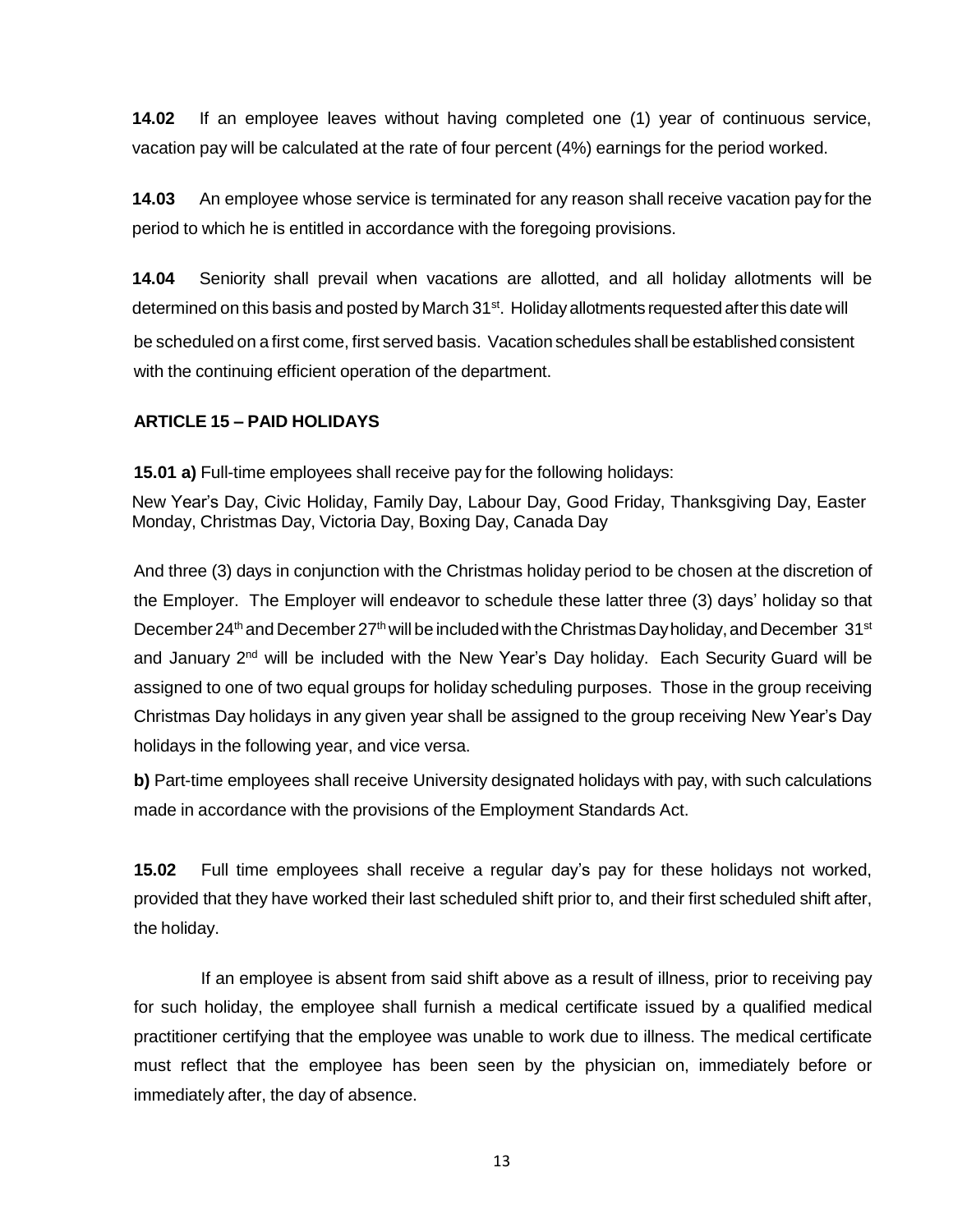**14.02** If an employee leaves without having completed one (1) year of continuous service, vacation pay will be calculated at the rate of four percent (4%) earnings for the period worked.

**14.03** An employee whose service is terminated for any reason shall receive vacation pay for the period to which he is entitled in accordance with the foregoing provisions.

**14.04** Seniority shall prevail when vacations are allotted, and all holiday allotments will be determined on this basis and posted by March 31st. Holiday allotments requested after this date will be scheduled on a first come, first served basis. Vacation schedules shall be established consistent with the continuing efficient operation of the department.

## ARTICLE 15 – PAID HOLIDAYS

**15.01 a)** Full-time employees shall receive pay for the following holidays:

New Year's Day, Civic Holiday, Family Day, Labour Day, Good Friday, Thanksgiving Day, Easter Monday, Christmas Day, Victoria Day, Boxing Day, Canada Day

And three (3) days in conjunction with the Christmas holiday period to be chosen at the discretion of the Employer. The Employer will endeavor to schedule these latter three (3) days' holiday so that December 24th and December 27th will be included with the Christmas Day holiday, and December 31st and January 2nd will be included with the New Year's Day holiday. Each Security Guard will be assigned to one of two equal groups for holiday scheduling purposes. Those in the group receiving Christmas Day holidays in any given year shall be assigned to the group receiving New Year's Day holidays in the following year, and vice versa.

**b)** Part-time employees shall receive University designated holidays with pay, with such calculations made in accordance with the provisions of the Employment Standards Act.

**15.02** Full time employees shall receive a regular day's pay for these holidays not worked, provided that they have worked their last scheduled shift prior to, and their first scheduled shift after, the holiday.

If an employee is absent from said shift above as a result of illness, prior to receiving pay for such holiday, the employee shall furnish a medical certificate issued by a qualified medical practitioner certifying that the employee was unable to work due to illness. The medical certificate must reflect that the employee has been seen by the physician on, immediately before or immediately after, the day of absence.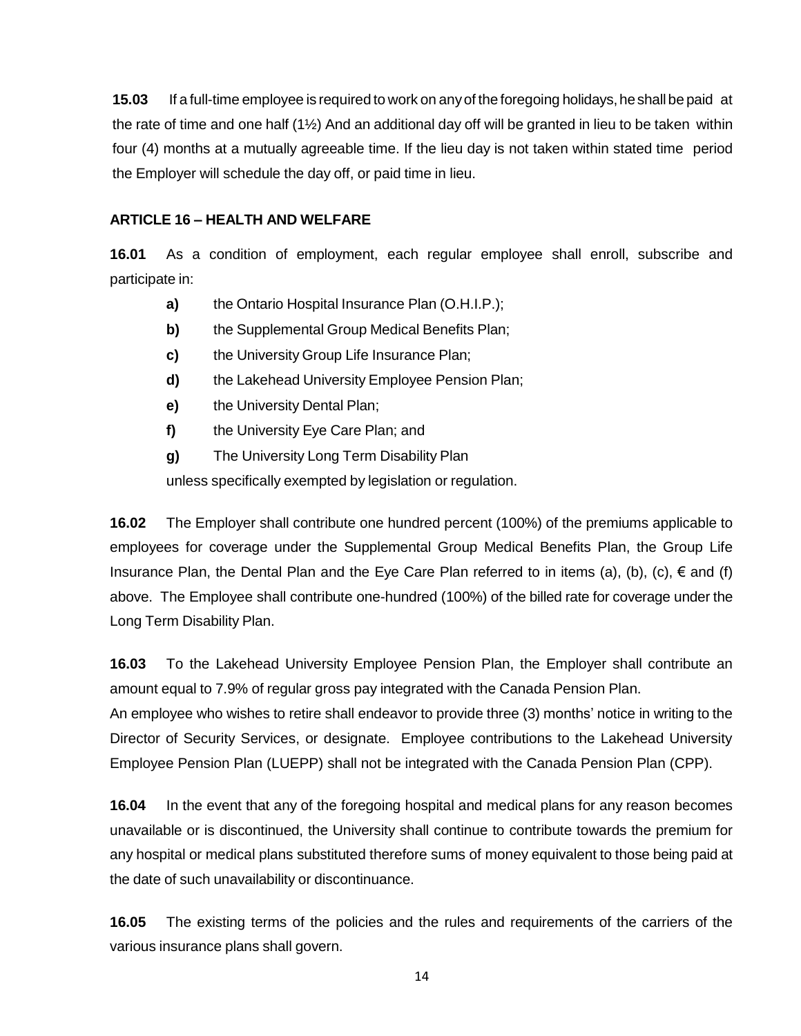**15.03** If a full-time employee is required to work on any of the foregoing holidays, he shall be paid at the rate of time and one half (1½) And an additional day off will be granted in lieu to be taken within four (4) months at a mutually agreeable time. If the lieu day is not taken within stated time period the Employer will schedule the day off, or paid time in lieu.

## ARTICLE 16 – HEALTH AND WELFARE

**16.01** As a condition of employment, each regular employee shall enroll, subscribe and participate in:

- **a)** the Ontario Hospital Insurance Plan (O.H.I.P.);
- **b)** the Supplemental Group Medical Benefits Plan;
- **c)** the University Group Life Insurance Plan;
- **d)** the Lakehead University Employee Pension Plan;
- **e)** the University Dental Plan;
- **f)** the University Eye Care Plan; and
- **g)** The University Long Term Disability Plan

unless specifically exempted by legislation or regulation.

**16.02** The Employer shall contribute one hundred percent (100%) of the premiums applicable to employees for coverage under the Supplemental Group Medical Benefits Plan, the Group Life Insurance Plan, the Dental Plan and the Eye Care Plan referred to in items (a), (b), (c), € and (f) above. The Employee shall contribute one-hundred (100%) of the billed rate for coverage under the Long Term Disability Plan.

**16.03** To the Lakehead University Employee Pension Plan, the Employer shall contribute an amount equal to 7.9% of regular gross pay integrated with the Canada Pension Plan.
An employee who wishes to retire shall endeavor to provide three (3) months' notice in writing to the Director of Security Services, or designate. Employee contributions to the Lakehead University Employee Pension Plan (LUEPP) shall not be integrated with the Canada Pension Plan (CPP).

**16.04** In the event that any of the foregoing hospital and medical plans for any reason becomes unavailable or is discontinued, the University shall continue to contribute towards the premium for any hospital or medical plans substituted therefore sums of money equivalent to those being paid at the date of such unavailability or discontinuance.

**16.05** The existing terms of the policies and the rules and requirements of the carriers of the various insurance plans shall govern.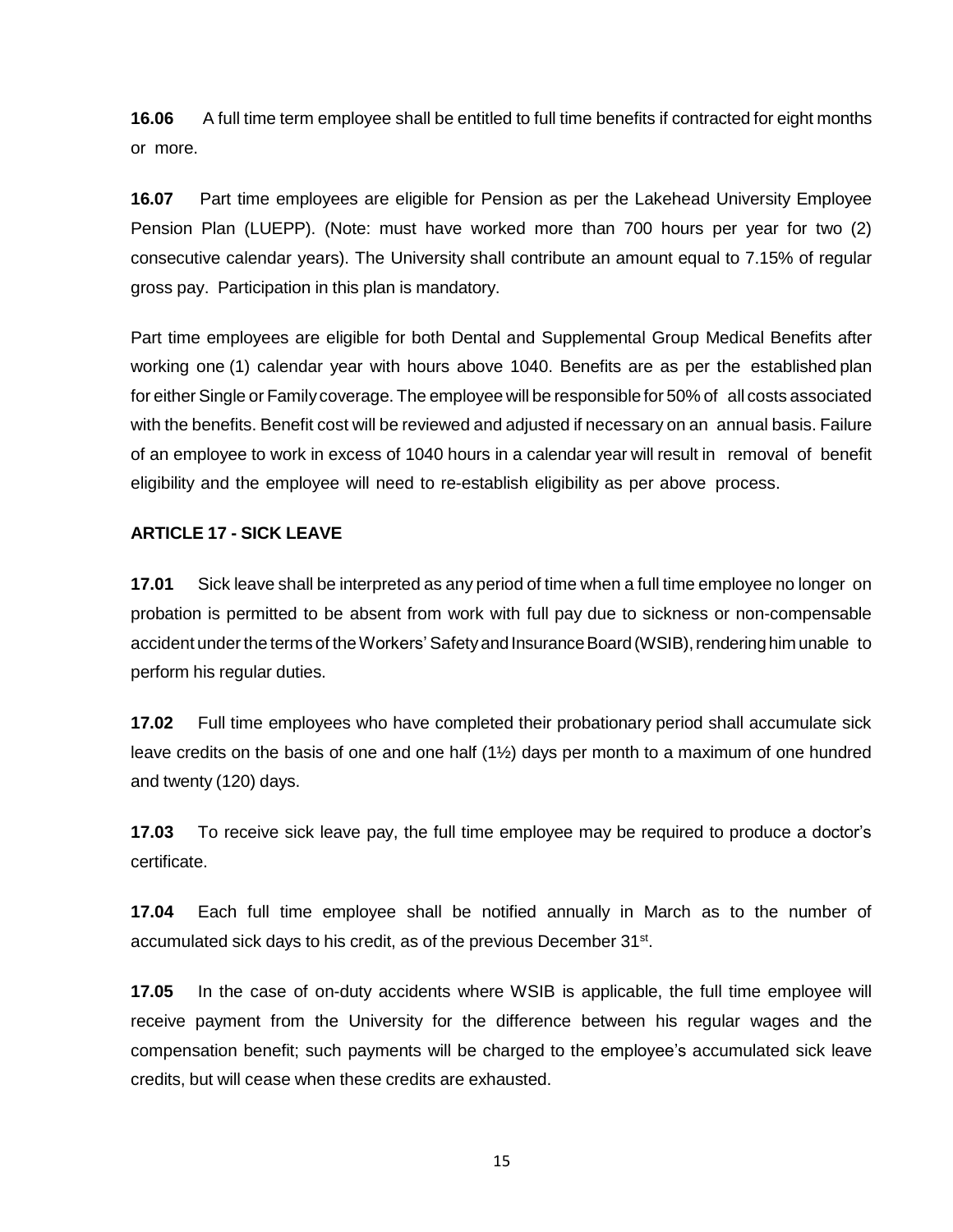**16.06** A full time term employee shall be entitled to full time benefits if contracted for eight months or more.

**16.07** Part time employees are eligible for Pension as per the Lakehead University Employee Pension Plan (LUEPP). (Note: must have worked more than 700 hours per year for two (2) consecutive calendar years). The University shall contribute an amount equal to 7.15% of regular gross pay. Participation in this plan is mandatory.

Part time employees are eligible for both Dental and Supplemental Group Medical Benefits after working one (1) calendar year with hours above 1040. Benefits are as per the established plan for either Single or Family coverage. The employee will be responsible for 50% of all costs associated with the benefits. Benefit cost will be reviewed and adjusted if necessary on an annual basis. Failure of an employee to work in excess of 1040 hours in a calendar year will result in removal of benefit eligibility and the employee will need to re-establish eligibility as per above process.

### ARTICLE 17 - SICK LEAVE

**17.01** Sick leave shall be interpreted as any period of time when a full time employee no longer on probation is permitted to be absent from work with full pay due to sickness or non-compensable accident under the terms of the Workers' Safety and Insurance Board (WSIB), rendering him unable to perform his regular duties.

**17.02** Full time employees who have completed their probationary period shall accumulate sick leave credits on the basis of one and one half (1½) days per month to a maximum of one hundred and twenty (120) days.

**17.03** To receive sick leave pay, the full time employee may be required to produce a doctor's certificate.

**17.04** Each full time employee shall be notified annually in March as to the number of accumulated sick days to his credit, as of the previous December 31st.

**17.05** In the case of on-duty accidents where WSIB is applicable, the full time employee will receive payment from the University for the difference between his regular wages and the compensation benefit; such payments will be charged to the employee's accumulated sick leave credits, but will cease when these credits are exhausted.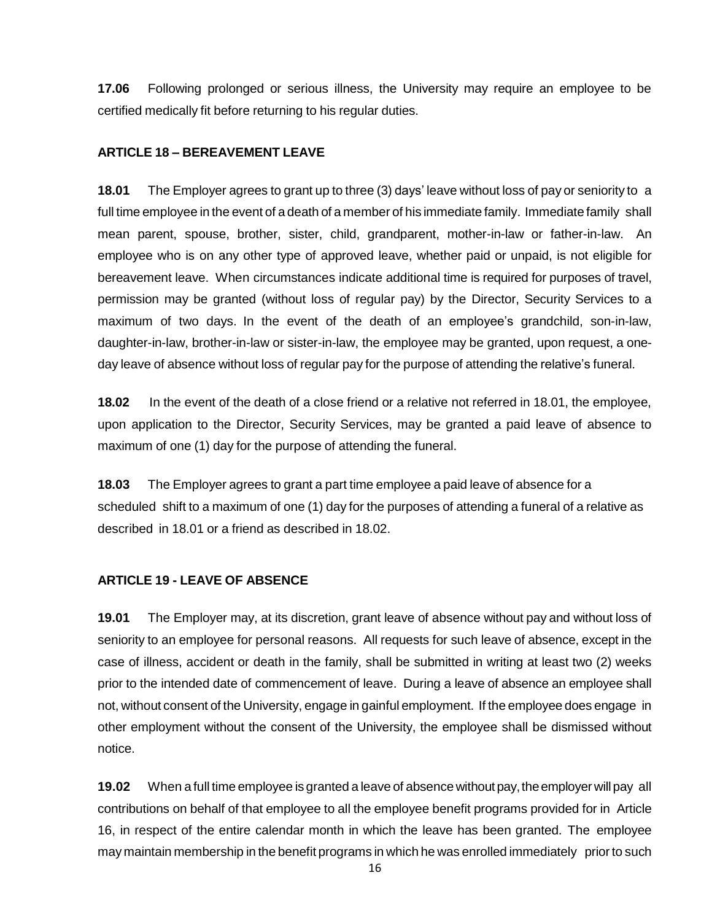**17.06** Following prolonged or serious illness, the University may require an employee to be certified medically fit before returning to his regular duties.

## ARTICLE 18 – BEREAVEMENT LEAVE

**18.01** The Employer agrees to grant up to three (3) days' leave without loss of pay or seniority to a full time employee in the event of a death of a member of his immediate family. Immediate family shall mean parent, spouse, brother, sister, child, grandparent, mother-in-law or father-in-law. An employee who is on any other type of approved leave, whether paid or unpaid, is not eligible for bereavement leave. When circumstances indicate additional time is required for purposes of travel, permission may be granted (without loss of regular pay) by the Director, Security Services to a maximum of two days. In the event of the death of an employee's grandchild, son-in-law, daughter-in-law, brother-in-law or sister-in-law, the employee may be granted, upon request, a one-day leave of absence without loss of regular pay for the purpose of attending the relative's funeral.

**18.02** In the event of the death of a close friend or a relative not referred in 18.01, the employee, upon application to the Director, Security Services, may be granted a paid leave of absence to maximum of one (1) day for the purpose of attending the funeral.

**18.03** The Employer agrees to grant a part time employee a paid leave of absence for a scheduled shift to a maximum of one (1) day for the purposes of attending a funeral of a relative as described in 18.01 or a friend as described in 18.02.

## ARTICLE 19 - LEAVE OF ABSENCE

**19.01** The Employer may, at its discretion, grant leave of absence without pay and without loss of seniority to an employee for personal reasons. All requests for such leave of absence, except in the case of illness, accident or death in the family, shall be submitted in writing at least two (2) weeks prior to the intended date of commencement of leave. During a leave of absence an employee shall not, without consent of the University, engage in gainful employment. If the employee does engage in other employment without the consent of the University, the employee shall be dismissed without notice.

**19.02** When a full time employee is granted a leave of absence without pay, the employer will pay all contributions on behalf of that employee to all the employee benefit programs provided for in Article 16, in respect of the entire calendar month in which the leave has been granted. The employee may maintain membership in the benefit programs in which he was enrolled immediately prior to such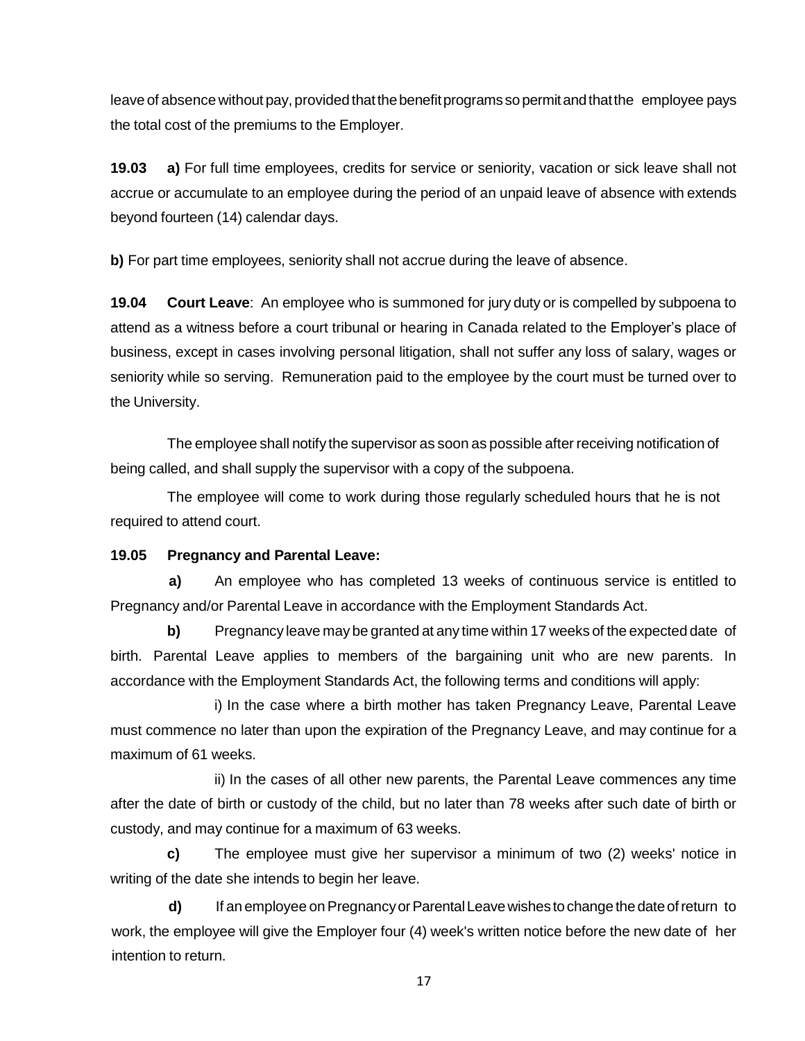leave of absence without pay, provided that the benefit programs so permit and that the employee pays the total cost of the premiums to the Employer.

**19.03 a)** For full time employees, credits for service or seniority, vacation or sick leave shall not accrue or accumulate to an employee during the period of an unpaid leave of absence with extends beyond fourteen (14) calendar days.

**b)** For part time employees, seniority shall not accrue during the leave of absence.

**19.04 Court Leave**: An employee who is summoned for jury duty or is compelled by subpoena to attend as a witness before a court tribunal or hearing in Canada related to the Employer's place of business, except in cases involving personal litigation, shall not suffer any loss of salary, wages or seniority while so serving. Remuneration paid to the employee by the court must be turned over to the University.

The employee shall notify the supervisor as soon as possible after receiving notification of being called, and shall supply the supervisor with a copy of the subpoena.

The employee will come to work during those regularly scheduled hours that he is not required to attend court.

**19.05 Pregnancy and Parental Leave:**

**a)** An employee who has completed 13 weeks of continuous service is entitled to Pregnancy and/or Parental Leave in accordance with the Employment Standards Act.

**b)** Pregnancy leave may be granted at any time within 17 weeks of the expected date of birth. Parental Leave applies to members of the bargaining unit who are new parents. In accordance with the Employment Standards Act, the following terms and conditions will apply:

i) In the case where a birth mother has taken Pregnancy Leave, Parental Leave must commence no later than upon the expiration of the Pregnancy Leave, and may continue for a maximum of 61 weeks.

ii) In the cases of all other new parents, the Parental Leave commences any time after the date of birth or custody of the child, but no later than 78 weeks after such date of birth or custody, and may continue for a maximum of 63 weeks.

**c)** The employee must give her supervisor a minimum of two (2) weeks' notice in writing of the date she intends to begin her leave.

**d)** If an employee on Pregnancy or Parental Leave wishes to change the date of return to work, the employee will give the Employer four (4) week's written notice before the new date of her intention to return.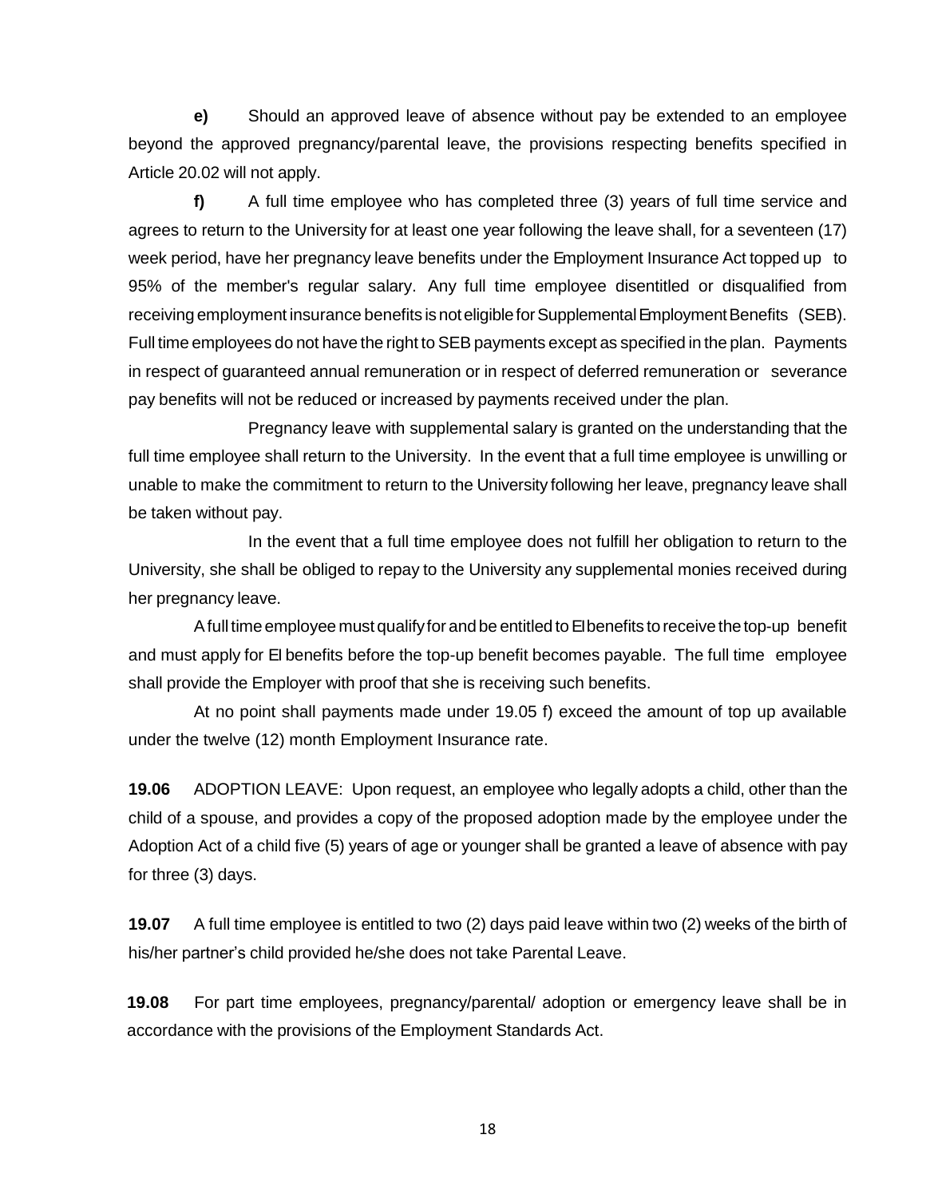**e)** Should an approved leave of absence without pay be extended to an employee beyond the approved pregnancy/parental leave, the provisions respecting benefits specified in Article 20.02 will not apply.

**f)** A full time employee who has completed three (3) years of full time service and agrees to return to the University for at least one year following the leave shall, for a seventeen (17) week period, have her pregnancy leave benefits under the Employment Insurance Act topped up to 95% of the member's regular salary. Any full time employee disentitled or disqualified from receiving employment insurance benefits is not eligible for Supplemental Employment Benefits (SEB). Full time employees do not have the right to SEB payments except as specified in the plan. Payments in respect of guaranteed annual remuneration or in respect of deferred remuneration or severance pay benefits will not be reduced or increased by payments received under the plan.

Pregnancy leave with supplemental salary is granted on the understanding that the full time employee shall return to the University. In the event that a full time employee is unwilling or unable to make the commitment to return to the University following her leave, pregnancy leave shall be taken without pay.

In the event that a full time employee does not fulfill her obligation to return to the University, she shall be obliged to repay to the University any supplemental monies received during her pregnancy leave.

A full time employee must qualify for and be entitled to EI benefits to receive the top-up benefit and must apply for EI benefits before the top-up benefit becomes payable. The full time employee shall provide the Employer with proof that she is receiving such benefits.

At no point shall payments made under 19.05 f) exceed the amount of top up available under the twelve (12) month Employment Insurance rate.

**19.06** ADOPTION LEAVE: Upon request, an employee who legally adopts a child, other than the child of a spouse, and provides a copy of the proposed adoption made by the employee under the Adoption Act of a child five (5) years of age or younger shall be granted a leave of absence with pay for three (3) days.

**19.07** A full time employee is entitled to two (2) days paid leave within two (2) weeks of the birth of his/her partner's child provided he/she does not take Parental Leave.

**19.08** For part time employees, pregnancy/parental/ adoption or emergency leave shall be in accordance with the provisions of the Employment Standards Act.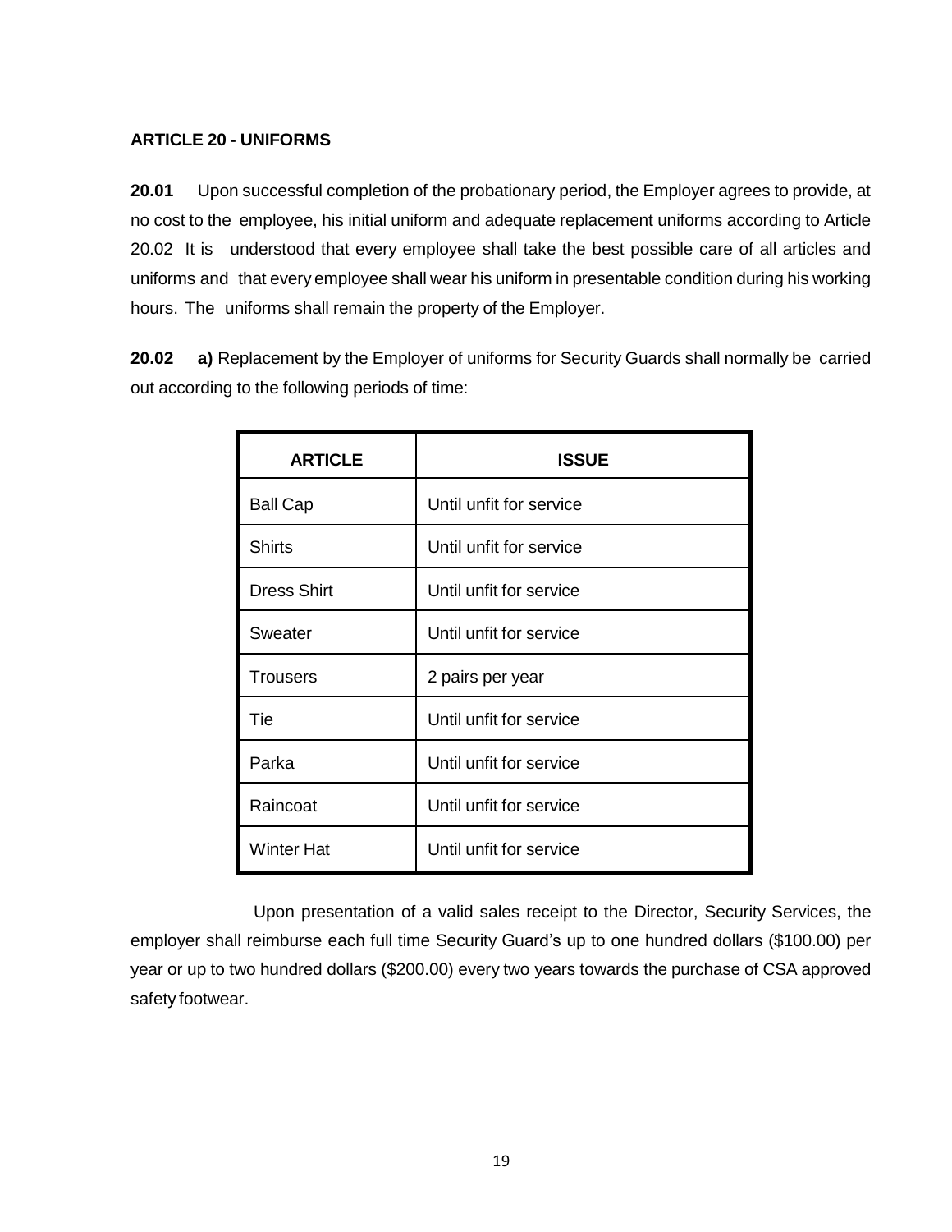### ARTICLE 20 - UNIFORMS

**20.01** Upon successful completion of the probationary period, the Employer agrees to provide, at no cost to the employee, his initial uniform and adequate replacement uniforms according to Article 20.02 It is understood that every employee shall take the best possible care of all articles and uniforms and that every employee shall wear his uniform in presentable condition during his working hours. The uniforms shall remain the property of the Employer.

**20.02 a)** Replacement by the Employer of uniforms for Security Guards shall normally be carried out according to the following periods of time:

| ARTICLE | ISSUE |
|---|---|
| Ball Cap | Until unfit for service |
| Shirts | Until unfit for service |
| Dress Shirt | Until unfit for service |
| Sweater | Until unfit for service |
| Trousers | 2 pairs per year |
| Tie | Until unfit for service |
| Parka | Until unfit for service |
| Raincoat | Until unfit for service |
| Winter Hat | Until unfit for service |

Upon presentation of a valid sales receipt to the Director, Security Services, the employer shall reimburse each full time Security Guard's up to one hundred dollars ($100.00) per year or up to two hundred dollars ($200.00) every two years towards the purchase of CSA approved safety footwear.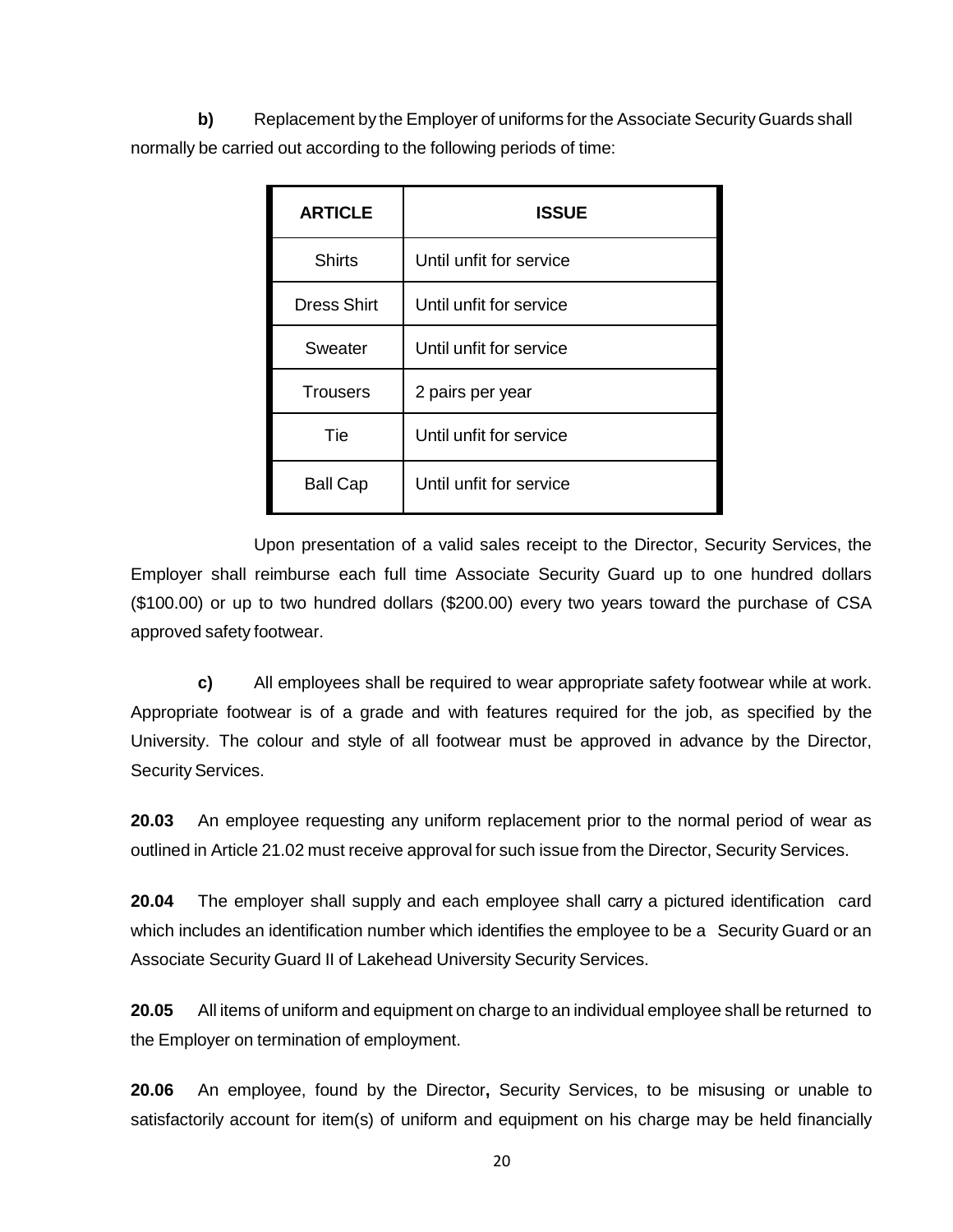**b)** Replacement by the Employer of uniforms for the Associate Security Guards shall normally be carried out according to the following periods of time:

| ARTICLE | ISSUE |
|---|---|
| Shirts | Until unfit for service |
| Dress Shirt | Until unfit for service |
| Sweater | Until unfit for service |
| Trousers | 2 pairs per year |
| Tie | Until unfit for service |
| Ball Cap | Until unfit for service |

Upon presentation of a valid sales receipt to the Director, Security Services, the Employer shall reimburse each full time Associate Security Guard up to one hundred dollars ($100.00) or up to two hundred dollars ($200.00) every two years toward the purchase of CSA approved safety footwear.

**c)** All employees shall be required to wear appropriate safety footwear while at work. Appropriate footwear is of a grade and with features required for the job, as specified by the University. The colour and style of all footwear must be approved in advance by the Director, Security Services.

**20.03** An employee requesting any uniform replacement prior to the normal period of wear as outlined in Article 21.02 must receive approval for such issue from the Director, Security Services.

**20.04** The employer shall supply and each employee shall carry a pictured identification card which includes an identification number which identifies the employee to be a Security Guard or an Associate Security Guard II of Lakehead University Security Services.

**20.05** All items of uniform and equipment on charge to an individual employee shall be returned to the Employer on termination of employment.

**20.06** An employee, found by the Director**,** Security Services, to be misusing or unable to satisfactorily account for item(s) of uniform and equipment on his charge may be held financially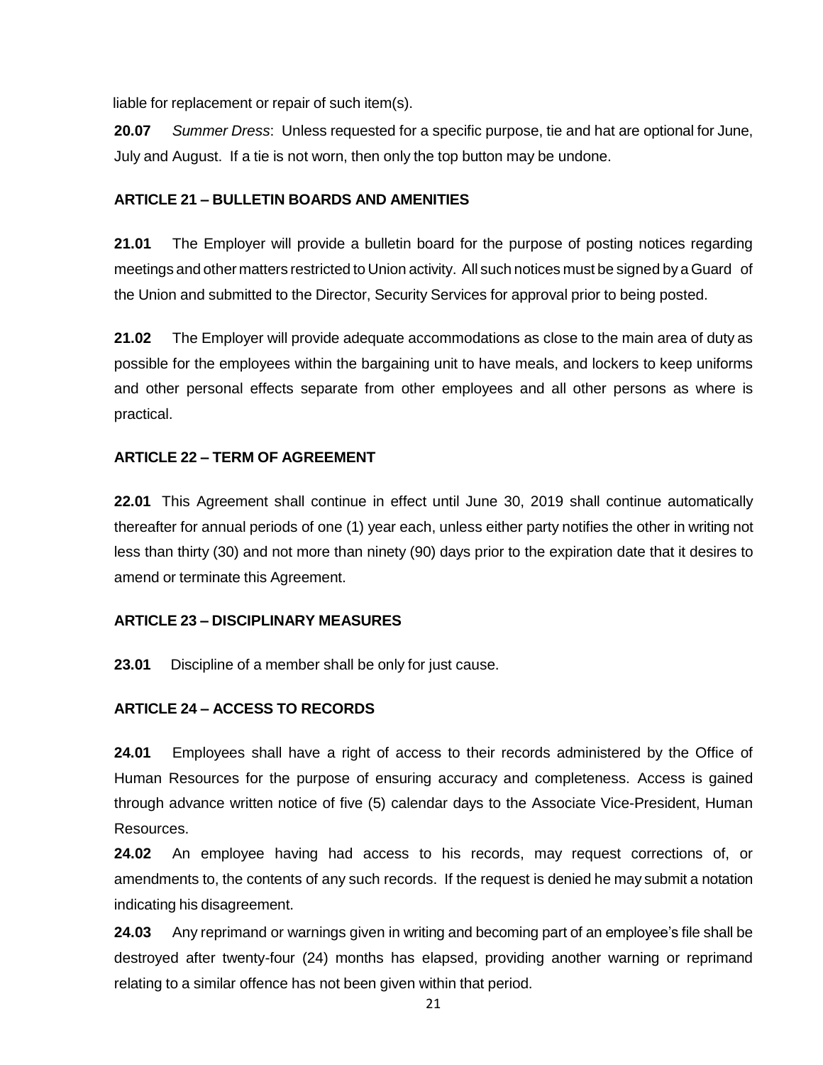liable for replacement or repair of such item(s).

**20.07** *Summer Dress*: Unless requested for a specific purpose, tie and hat are optional for June, July and August. If a tie is not worn, then only the top button may be undone.

## ARTICLE 21 – BULLETIN BOARDS AND AMENITIES

**21.01** The Employer will provide a bulletin board for the purpose of posting notices regarding meetings and other matters restricted to Union activity. All such notices must be signed by a Guard of the Union and submitted to the Director, Security Services for approval prior to being posted.

**21.02** The Employer will provide adequate accommodations as close to the main area of duty as possible for the employees within the bargaining unit to have meals, and lockers to keep uniforms and other personal effects separate from other employees and all other persons as where is practical.

## ARTICLE 22 – TERM OF AGREEMENT

**22.01** This Agreement shall continue in effect until June 30, 2019 shall continue automatically thereafter for annual periods of one (1) year each, unless either party notifies the other in writing not less than thirty (30) and not more than ninety (90) days prior to the expiration date that it desires to amend or terminate this Agreement.

## ARTICLE 23 – DISCIPLINARY MEASURES

**23.01** Discipline of a member shall be only for just cause.

## ARTICLE 24 – ACCESS TO RECORDS

**24.01** Employees shall have a right of access to their records administered by the Office of Human Resources for the purpose of ensuring accuracy and completeness. Access is gained through advance written notice of five (5) calendar days to the Associate Vice-President, Human Resources.

**24.02** An employee having had access to his records, may request corrections of, or amendments to, the contents of any such records. If the request is denied he may submit a notation indicating his disagreement.

**24.03** Any reprimand or warnings given in writing and becoming part of an employee's file shall be destroyed after twenty-four (24) months has elapsed, providing another warning or reprimand relating to a similar offence has not been given within that period.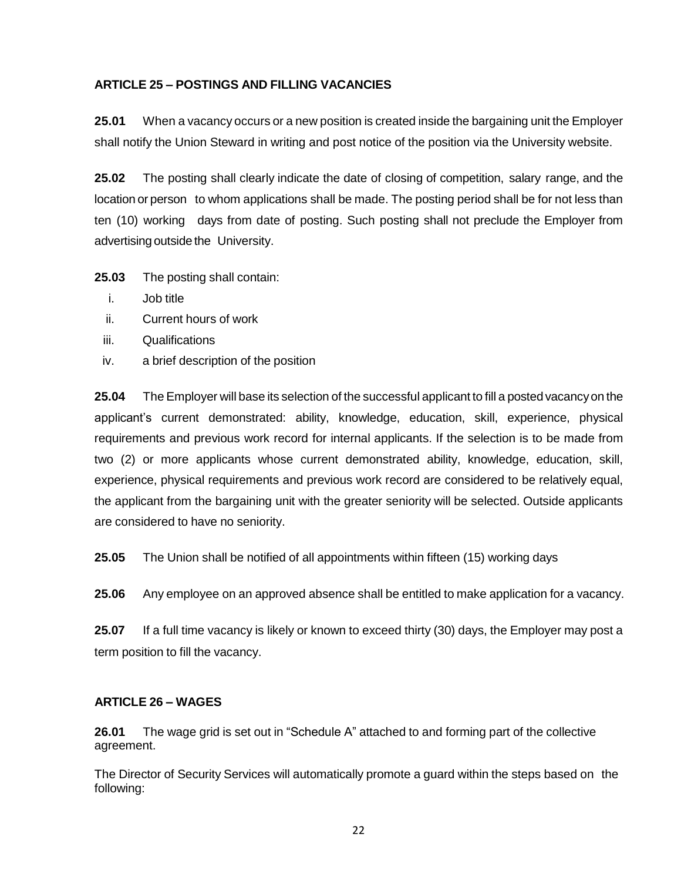## ARTICLE 25 – POSTINGS AND FILLING VACANCIES

**25.01** When a vacancy occurs or a new position is created inside the bargaining unit the Employer shall notify the Union Steward in writing and post notice of the position via the University website.

**25.02** The posting shall clearly indicate the date of closing of competition, salary range, and the location or person to whom applications shall be made. The posting period shall be for not less than ten (10) working days from date of posting. Such posting shall not preclude the Employer from advertising outside the University.

**25.03** The posting shall contain:

i. Job title
ii. Current hours of work
iii. Qualifications
iv. a brief description of the position

**25.04** The Employer will base its selection of the successful applicant to fill a posted vacancy on the applicant's current demonstrated: ability, knowledge, education, skill, experience, physical requirements and previous work record for internal applicants. If the selection is to be made from two (2) or more applicants whose current demonstrated ability, knowledge, education, skill, experience, physical requirements and previous work record are considered to be relatively equal, the applicant from the bargaining unit with the greater seniority will be selected. Outside applicants are considered to have no seniority.

**25.05** The Union shall be notified of all appointments within fifteen (15) working days

**25.06** Any employee on an approved absence shall be entitled to make application for a vacancy.

**25.07** If a full time vacancy is likely or known to exceed thirty (30) days, the Employer may post a term position to fill the vacancy.

## ARTICLE 26 – WAGES

**26.01** The wage grid is set out in "Schedule A" attached to and forming part of the collective agreement.

The Director of Security Services will automatically promote a guard within the steps based on the following: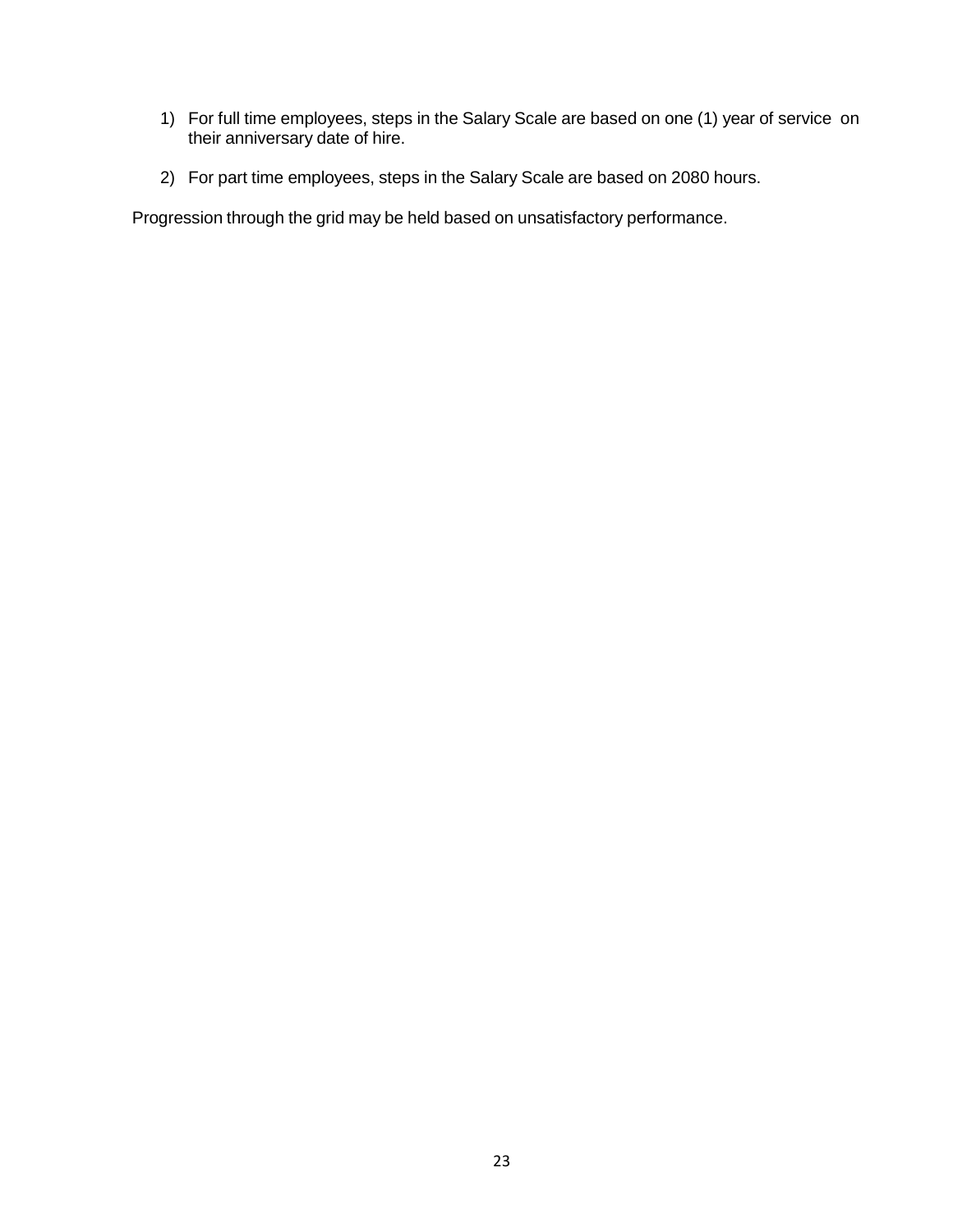1) For full time employees, steps in the Salary Scale are based on one (1) year of service on their anniversary date of hire.

2) For part time employees, steps in the Salary Scale are based on 2080 hours.

Progression through the grid may be held based on unsatisfactory performance.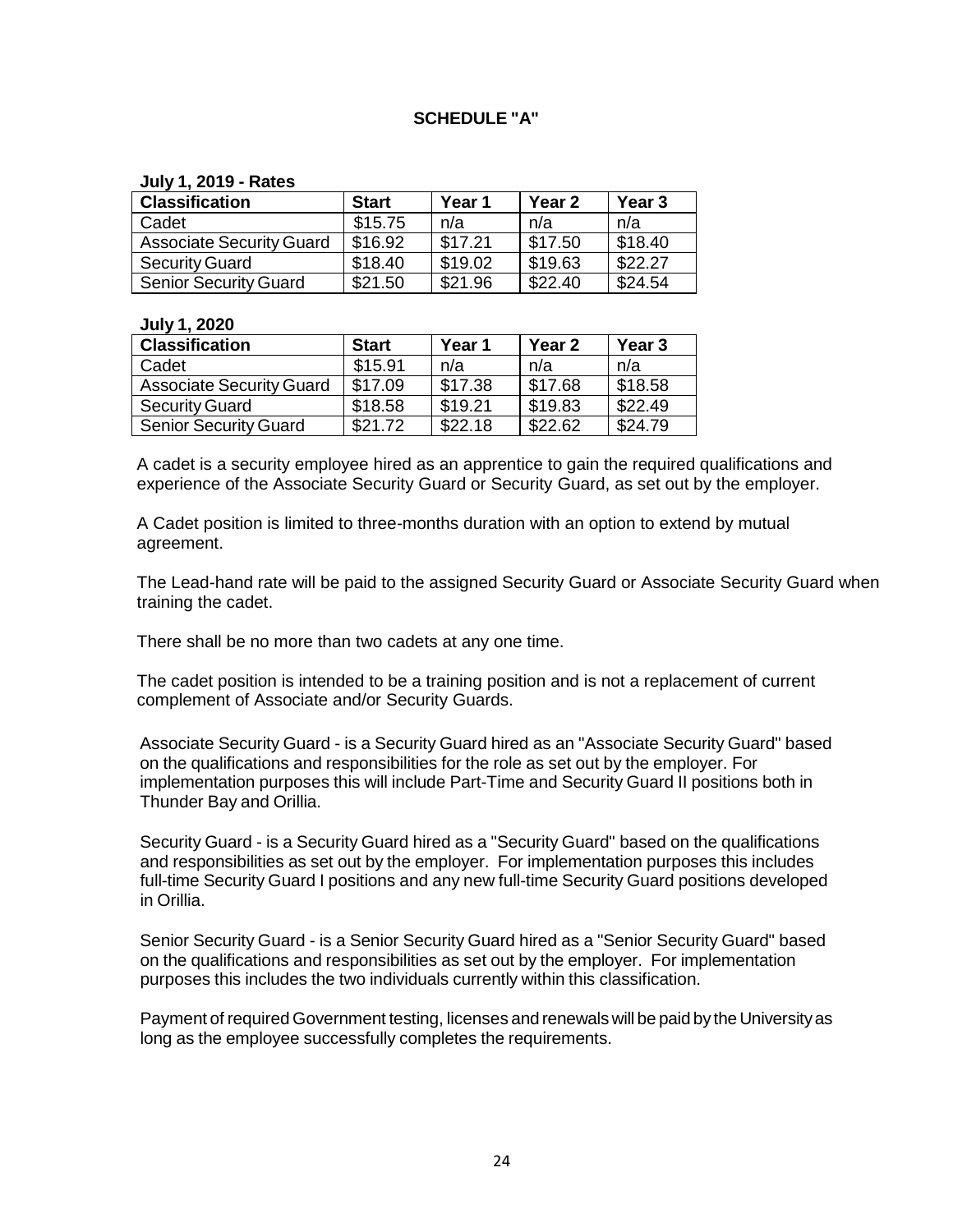# SCHEDULE "A"

**July 1, 2019 - Rates**

| Classification | Start | Year 1 | Year 2 | Year 3 |
|---|---|---|---|---|
| Cadet | $15.75 | n/a | n/a | n/a |
| Associate Security Guard | $16.92 | $17.21 | $17.50 | $18.40 |
| Security Guard | $18.40 | $19.02 | $19.63 | $22.27 |
| Senior Security Guard | $21.50 | $21.96 | $22.40 | $24.54 |

**July 1, 2020**

| Classification | Start | Year 1 | Year 2 | Year 3 |
|---|---|---|---|---|
| Cadet | $15.91 | n/a | n/a | n/a |
| Associate Security Guard | $17.09 | $17.38 | $17.68 | $18.58 |
| Security Guard | $18.58 | $19.21 | $19.83 | $22.49 |
| Senior Security Guard | $21.72 | $22.18 | $22.62 | $24.79 |

A cadet is a security employee hired as an apprentice to gain the required qualifications and experience of the Associate Security Guard or Security Guard, as set out by the employer.

A Cadet position is limited to three-months duration with an option to extend by mutual agreement.

The Lead-hand rate will be paid to the assigned Security Guard or Associate Security Guard when training the cadet.

There shall be no more than two cadets at any one time.

The cadet position is intended to be a training position and is not a replacement of current complement of Associate and/or Security Guards.

Associate Security Guard - is a Security Guard hired as an "Associate Security Guard" based on the qualifications and responsibilities for the role as set out by the employer. For implementation purposes this will include Part-Time and Security Guard II positions both in Thunder Bay and Orillia.

Security Guard - is a Security Guard hired as a "Security Guard" based on the qualifications and responsibilities as set out by the employer. For implementation purposes this includes full-time Security Guard I positions and any new full-time Security Guard positions developed in Orillia.

Senior Security Guard - is a Senior Security Guard hired as a "Senior Security Guard" based on the qualifications and responsibilities as set out by the employer. For implementation purposes this includes the two individuals currently within this classification.

Payment of required Government testing, licenses and renewals will be paid by the University as long as the employee successfully completes the requirements.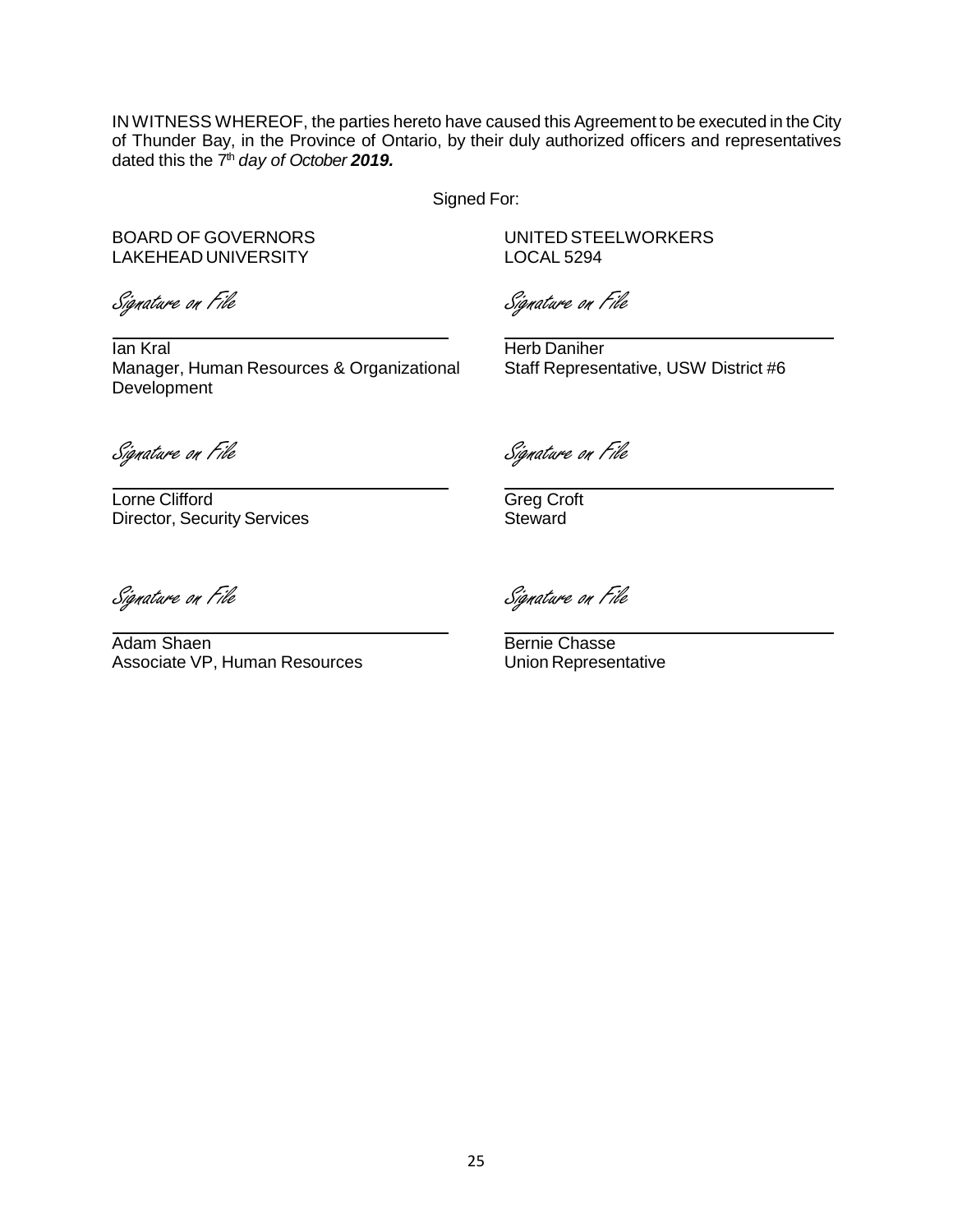IN WITNESS WHEREOF, the parties hereto have caused this Agreement to be executed in the City of Thunder Bay, in the Province of Ontario, by their duly authorized officers and representatives dated this the 7th *day of October* ***2019.***

Signed For:

| BOARD OF GOVERNORS LAKEHEAD UNIVERSITY | UNITED STEELWORKERS LOCAL 5294 |
| --- | --- |
| *Signature on File* | *Signature on File* |
| Ian Kral<br>Manager, Human Resources & Organizational Development | Herb Daniher<br>Staff Representative, USW District #6 |
| *Signature on File* | *Signature on File* |
| Lorne Clifford<br>Director, Security Services | Greg Croft<br>Steward |
| *Signature on File* | *Signature on File* |
| Adam Shaen<br>Associate VP, Human Resources | Bernie Chasse<br>Union Representative |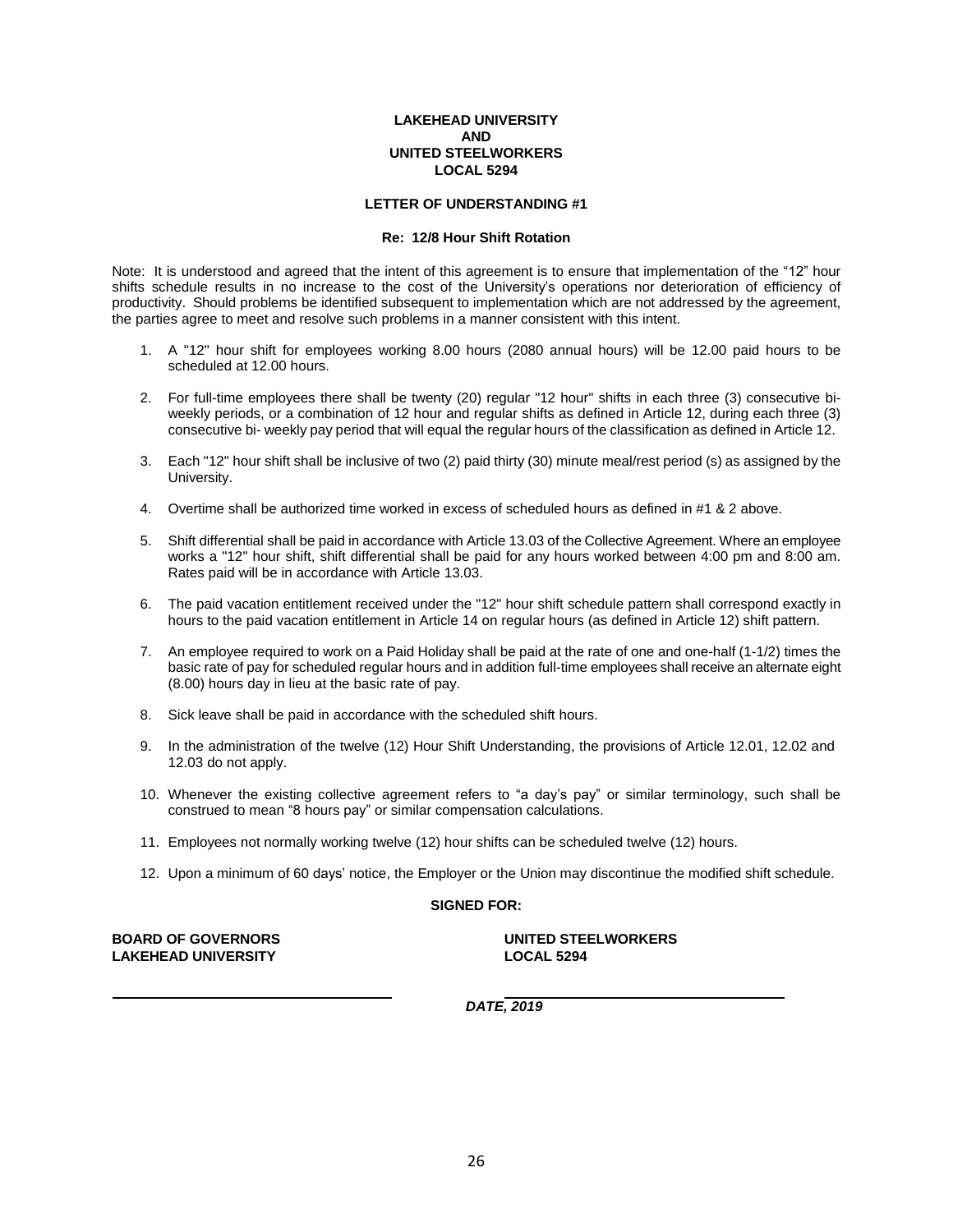**LAKEHEAD UNIVERSITY**
**AND**
**UNITED STEELWORKERS**
**LOCAL 5294**

**LETTER OF UNDERSTANDING #1**

**Re: 12/8 Hour Shift Rotation**

Note: It is understood and agreed that the intent of this agreement is to ensure that implementation of the "12" hour shifts schedule results in no increase to the cost of the University's operations nor deterioration of efficiency of productivity. Should problems be identified subsequent to implementation which are not addressed by the agreement, the parties agree to meet and resolve such problems in a manner consistent with this intent.

1. A "12" hour shift for employees working 8.00 hours (2080 annual hours) will be 12.00 paid hours to be scheduled at 12.00 hours.
2. For full-time employees there shall be twenty (20) regular "12 hour" shifts in each three (3) consecutive bi-weekly periods, or a combination of 12 hour and regular shifts as defined in Article 12, during each three (3) consecutive bi- weekly pay period that will equal the regular hours of the classification as defined in Article 12.
3. Each "12" hour shift shall be inclusive of two (2) paid thirty (30) minute meal/rest period (s) as assigned by the University.
4. Overtime shall be authorized time worked in excess of scheduled hours as defined in #1 & 2 above.
5. Shift differential shall be paid in accordance with Article 13.03 of the Collective Agreement. Where an employee works a "12" hour shift, shift differential shall be paid for any hours worked between 4:00 pm and 8:00 am. Rates paid will be in accordance with Article 13.03.
6. The paid vacation entitlement received under the "12" hour shift schedule pattern shall correspond exactly in hours to the paid vacation entitlement in Article 14 on regular hours (as defined in Article 12) shift pattern.
7. An employee required to work on a Paid Holiday shall be paid at the rate of one and one-half (1-1/2) times the basic rate of pay for scheduled regular hours and in addition full-time employees shall receive an alternate eight (8.00) hours day in lieu at the basic rate of pay.
8. Sick leave shall be paid in accordance with the scheduled shift hours.
9. In the administration of the twelve (12) Hour Shift Understanding, the provisions of Article 12.01, 12.02 and 12.03 do not apply.
10. Whenever the existing collective agreement refers to "a day's pay" or similar terminology, such shall be construed to mean "8 hours pay" or similar compensation calculations.
11. Employees not normally working twelve (12) hour shifts can be scheduled twelve (12) hours.
12. Upon a minimum of 60 days' notice, the Employer or the Union may discontinue the modified shift schedule.

**SIGNED FOR:**

| **BOARD OF GOVERNORS LAKEHEAD UNIVERSITY** | **UNITED STEELWORKERS LOCAL 5294** |
| --- | --- |
| ______________________________ | ______________________________ |

***DATE, 2019***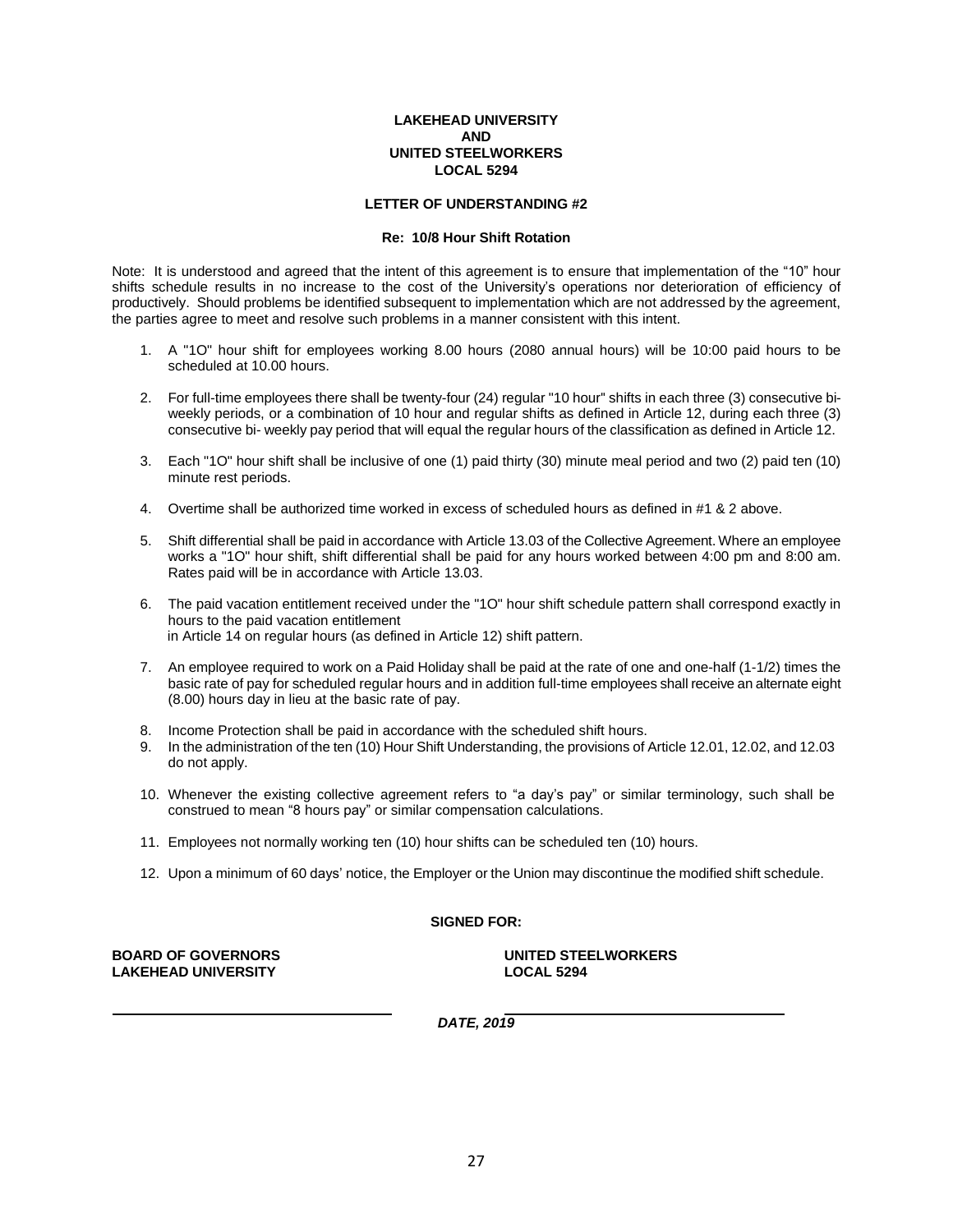**LAKEHEAD UNIVERSITY**
**AND**
**UNITED STEELWORKERS**
**LOCAL 5294**

**LETTER OF UNDERSTANDING #2**

**Re: 10/8 Hour Shift Rotation**

Note: It is understood and agreed that the intent of this agreement is to ensure that implementation of the "10" hour shifts schedule results in no increase to the cost of the University's operations nor deterioration of efficiency of productively. Should problems be identified subsequent to implementation which are not addressed by the agreement, the parties agree to meet and resolve such problems in a manner consistent with this intent.

1. A "1O" hour shift for employees working 8.00 hours (2080 annual hours) will be 10:00 paid hours to be scheduled at 10.00 hours.

2. For full-time employees there shall be twenty-four (24) regular "10 hour" shifts in each three (3) consecutive bi-weekly periods, or a combination of 10 hour and regular shifts as defined in Article 12, during each three (3) consecutive bi- weekly pay period that will equal the regular hours of the classification as defined in Article 12.

3. Each "1O" hour shift shall be inclusive of one (1) paid thirty (30) minute meal period and two (2) paid ten (10) minute rest periods.

4. Overtime shall be authorized time worked in excess of scheduled hours as defined in #1 & 2 above.

5. Shift differential shall be paid in accordance with Article 13.03 of the Collective Agreement. Where an employee works a "1O" hour shift, shift differential shall be paid for any hours worked between 4:00 pm and 8:00 am. Rates paid will be in accordance with Article 13.03.

6. The paid vacation entitlement received under the "1O" hour shift schedule pattern shall correspond exactly in hours to the paid vacation entitlement
   in Article 14 on regular hours (as defined in Article 12) shift pattern.

7. An employee required to work on a Paid Holiday shall be paid at the rate of one and one-half (1-1/2) times the basic rate of pay for scheduled regular hours and in addition full-time employees shall receive an alternate eight (8.00) hours day in lieu at the basic rate of pay.

8. Income Protection shall be paid in accordance with the scheduled shift hours.
9. In the administration of the ten (10) Hour Shift Understanding, the provisions of Article 12.01, 12.02, and 12.03 do not apply.

10. Whenever the existing collective agreement refers to "a day's pay" or similar terminology, such shall be construed to mean "8 hours pay" or similar compensation calculations.

11. Employees not normally working ten (10) hour shifts can be scheduled ten (10) hours.

12. Upon a minimum of 60 days' notice, the Employer or the Union may discontinue the modified shift schedule.

**SIGNED FOR:**

| **BOARD OF GOVERNORS LAKEHEAD UNIVERSITY** | **UNITED STEELWORKERS LOCAL 5294** |
|---|---|
| ______________________ | ______________________ |

***DATE, 2019***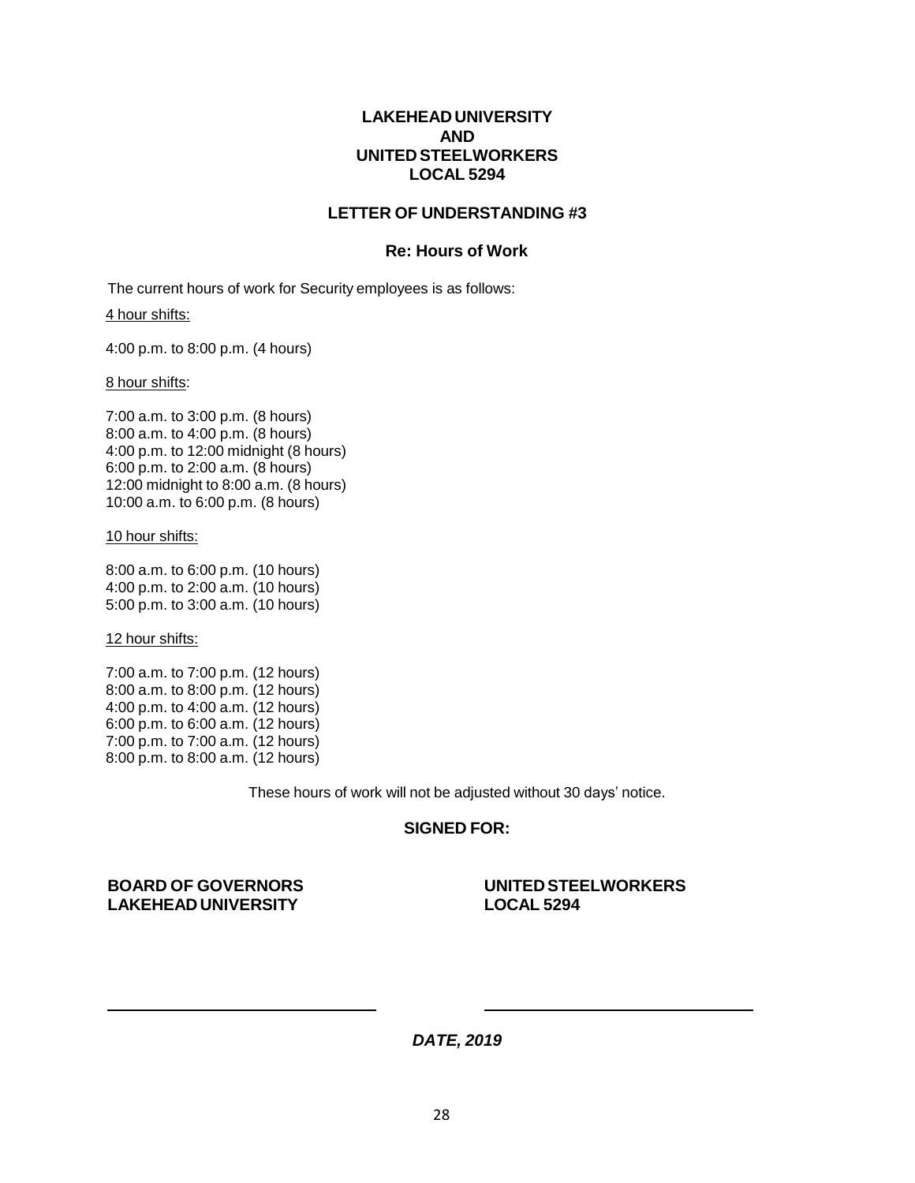**LAKEHEAD UNIVERSITY**
**AND**
**UNITED STEELWORKERS**
**LOCAL 5294**

## LETTER OF UNDERSTANDING #3

### Re: Hours of Work

The current hours of work for Security employees is as follows:

4 hour shifts:

4:00 p.m. to 8:00 p.m. (4 hours)

8 hour shifts:

7:00 a.m. to 3:00 p.m. (8 hours)
8:00 a.m. to 4:00 p.m. (8 hours)
4:00 p.m. to 12:00 midnight (8 hours)
6:00 p.m. to 2:00 a.m. (8 hours)
12:00 midnight to 8:00 a.m. (8 hours)
10:00 a.m. to 6:00 p.m. (8 hours)

10 hour shifts:

8:00 a.m. to 6:00 p.m. (10 hours)
4:00 p.m. to 2:00 a.m. (10 hours)
5:00 p.m. to 3:00 a.m. (10 hours)

12 hour shifts:

7:00 a.m. to 7:00 p.m. (12 hours)
8:00 a.m. to 8:00 p.m. (12 hours)
4:00 p.m. to 4:00 a.m. (12 hours)
6:00 p.m. to 6:00 a.m. (12 hours)
7:00 p.m. to 7:00 a.m. (12 hours)
8:00 p.m. to 8:00 a.m. (12 hours)

These hours of work will not be adjusted without 30 days' notice.

**SIGNED FOR:**

**BOARD OF GOVERNORS**
**LAKEHEAD UNIVERSITY**

**UNITED STEELWORKERS**
**LOCAL 5294**

***DATE, 2019***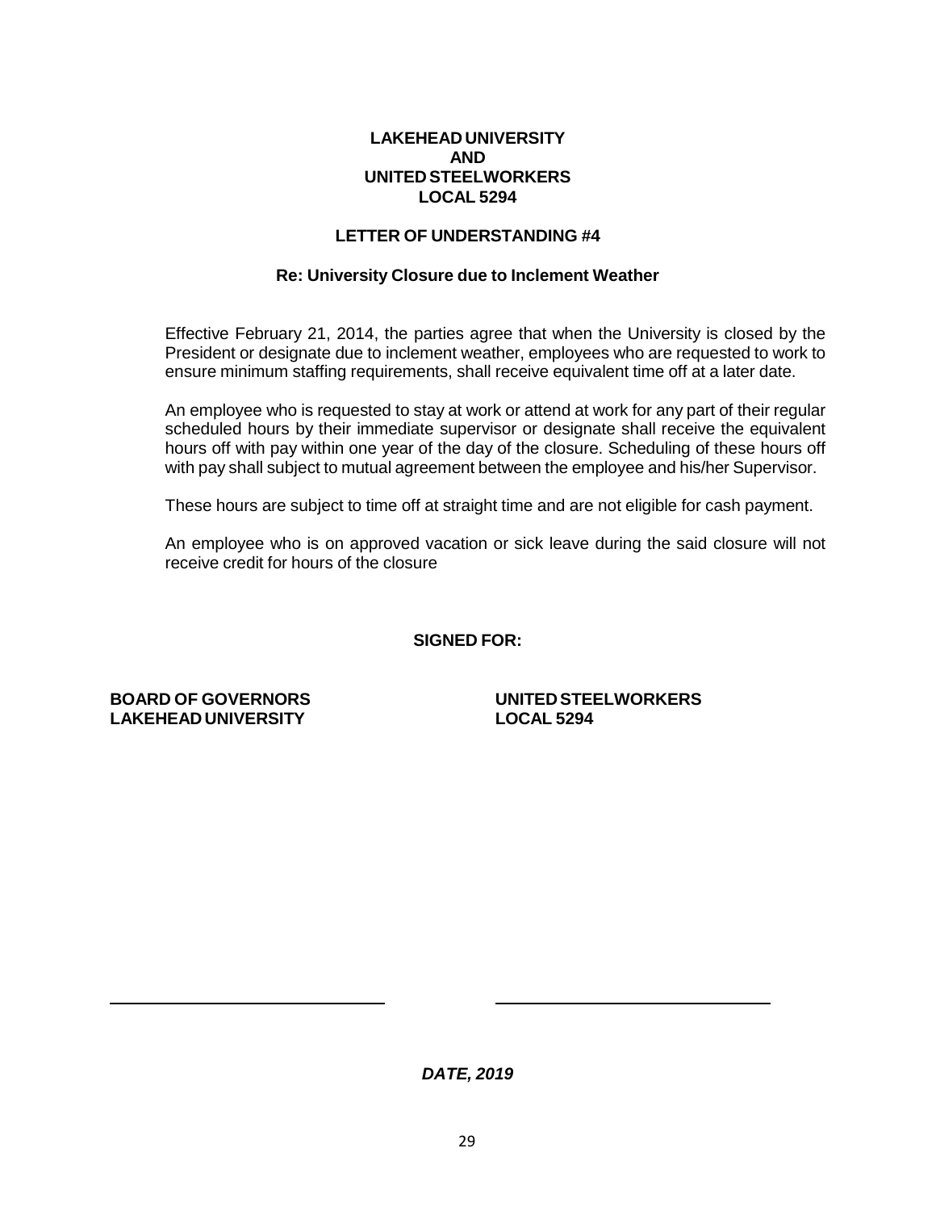**LAKEHEAD UNIVERSITY**
**AND**
**UNITED STEELWORKERS**
**LOCAL 5294**

## LETTER OF UNDERSTANDING #4

### Re: University Closure due to Inclement Weather

Effective February 21, 2014, the parties agree that when the University is closed by the President or designate due to inclement weather, employees who are requested to work to ensure minimum staffing requirements, shall receive equivalent time off at a later date.

An employee who is requested to stay at work or attend at work for any part of their regular scheduled hours by their immediate supervisor or designate shall receive the equivalent hours off with pay within one year of the day of the closure. Scheduling of these hours off with pay shall subject to mutual agreement between the employee and his/her Supervisor.

These hours are subject to time off at straight time and are not eligible for cash payment.

An employee who is on approved vacation or sick leave during the said closure will not receive credit for hours of the closure

**SIGNED FOR:**

| **BOARD OF GOVERNORS LAKEHEAD UNIVERSITY** | **UNITED STEELWORKERS LOCAL 5294** |
| --- | --- |
| \_\_\_\_\_\_\_\_\_\_\_\_\_\_\_\_\_\_\_\_\_\_\_\_\_\_\_\_ | \_\_\_\_\_\_\_\_\_\_\_\_\_\_\_\_\_\_\_\_\_\_\_\_\_\_\_\_ |

***DATE, 2019***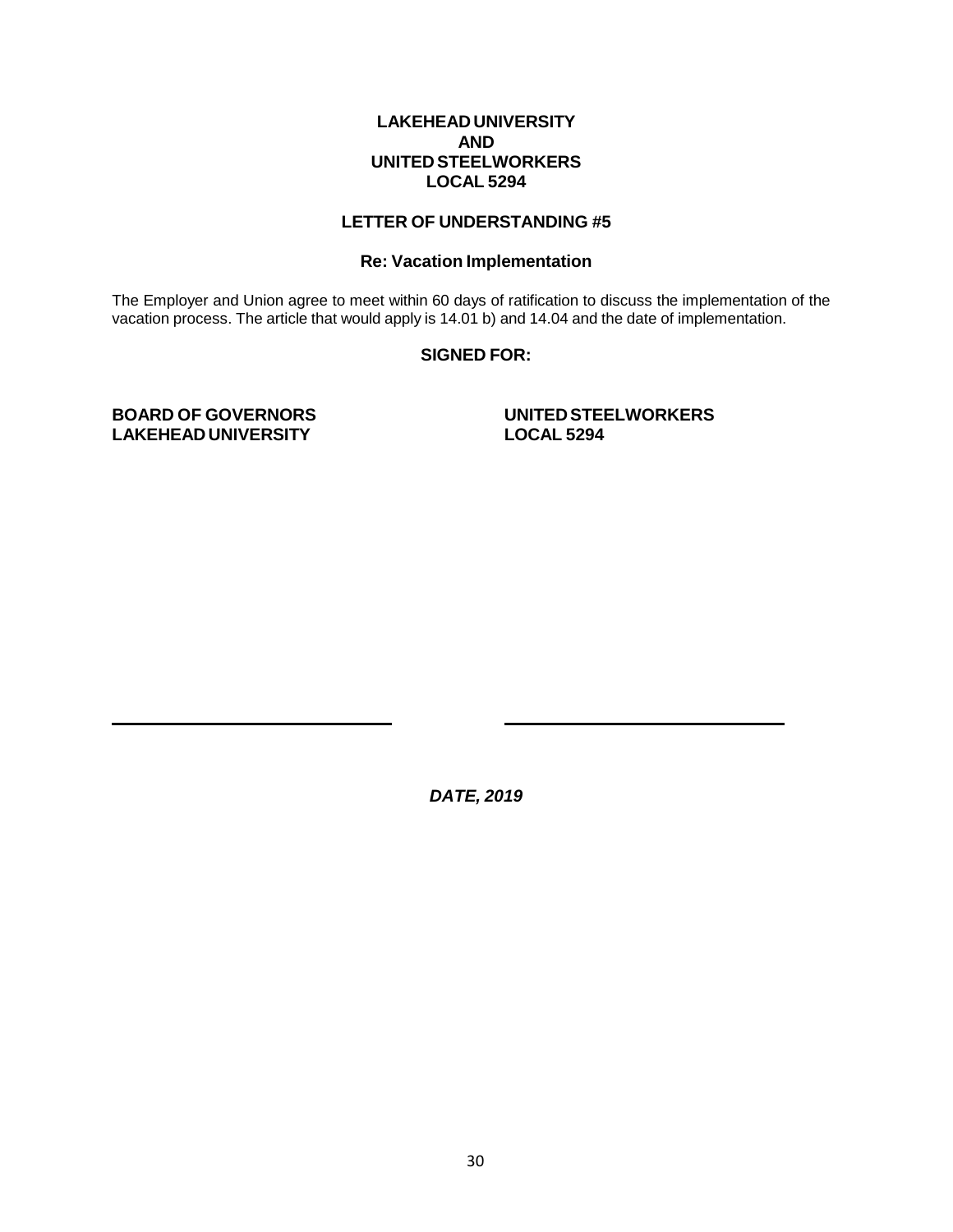**LAKEHEAD UNIVERSITY**
**AND**
**UNITED STEELWORKERS**
**LOCAL 5294**

## LETTER OF UNDERSTANDING #5

### Re: Vacation Implementation

The Employer and Union agree to meet within 60 days of ratification to discuss the implementation of the vacation process. The article that would apply is 14.01 b) and 14.04 and the date of implementation.

**SIGNED FOR:**

| BOARD OF GOVERNORS<br>LAKEHEAD UNIVERSITY | UNITED STEELWORKERS<br>LOCAL 5294 |
|---|---|
| ____________________________ | ____________________________ |

***DATE, 2019***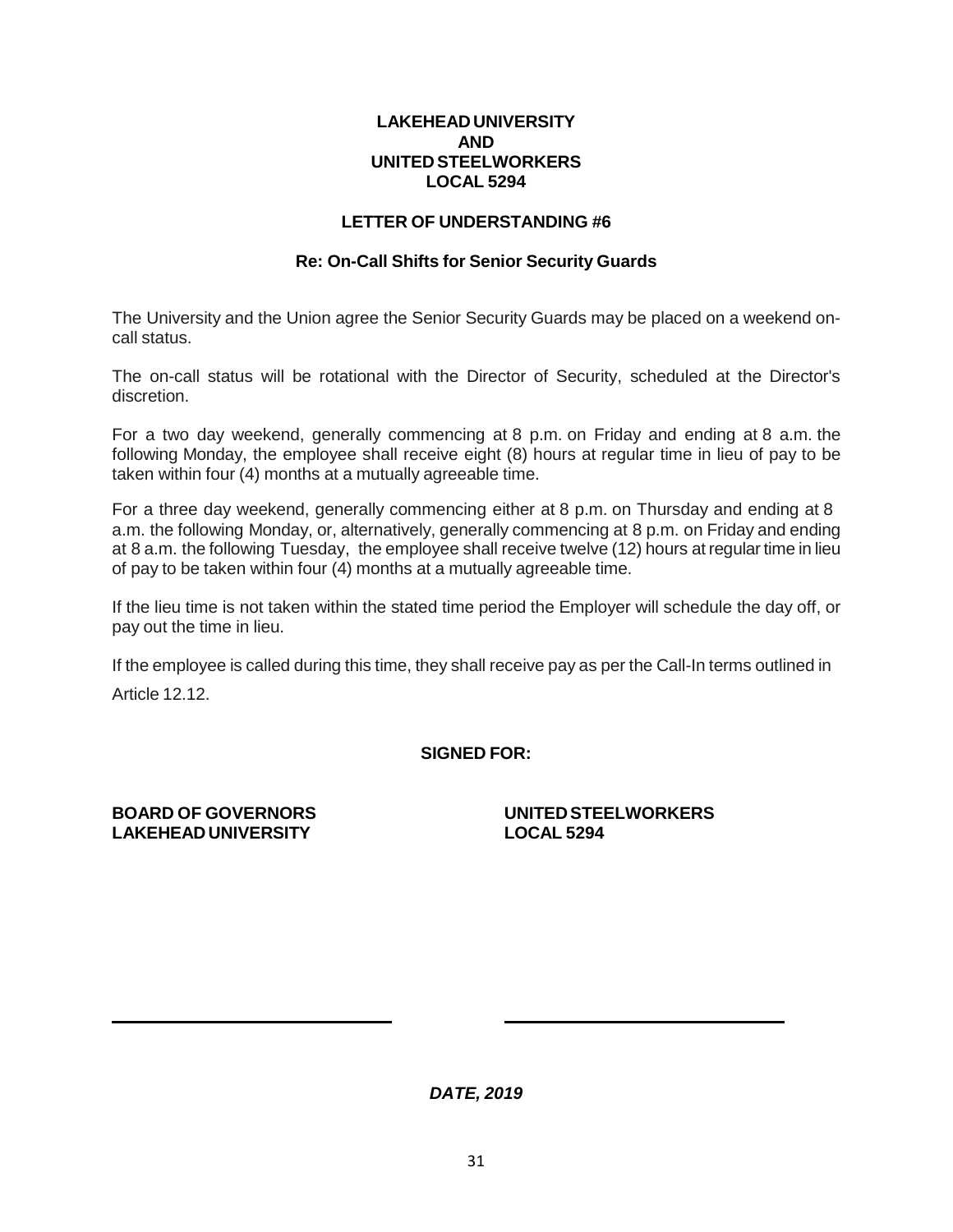**LAKEHEAD UNIVERSITY**
**AND**
**UNITED STEELWORKERS**
**LOCAL 5294**

## LETTER OF UNDERSTANDING #6

### Re: On-Call Shifts for Senior Security Guards

The University and the Union agree the Senior Security Guards may be placed on a weekend on-call status.

The on-call status will be rotational with the Director of Security, scheduled at the Director's discretion.

For a two day weekend, generally commencing at 8 p.m. on Friday and ending at 8 a.m. the following Monday, the employee shall receive eight (8) hours at regular time in lieu of pay to be taken within four (4) months at a mutually agreeable time.

For a three day weekend, generally commencing either at 8 p.m. on Thursday and ending at 8 a.m. the following Monday, or, alternatively, generally commencing at 8 p.m. on Friday and ending at 8 a.m. the following Tuesday, the employee shall receive twelve (12) hours at regular time in lieu of pay to be taken within four (4) months at a mutually agreeable time.

If the lieu time is not taken within the stated time period the Employer will schedule the day off, or pay out the time in lieu.

If the employee is called during this time, they shall receive pay as per the Call-In terms outlined in Article 12.12.

**SIGNED FOR:**

| **BOARD OF GOVERNORS LAKEHEAD UNIVERSITY** | **UNITED STEELWORKERS LOCAL 5294** |
|---|---|
| ______________________________ | ______________________________ |

***DATE, 2019***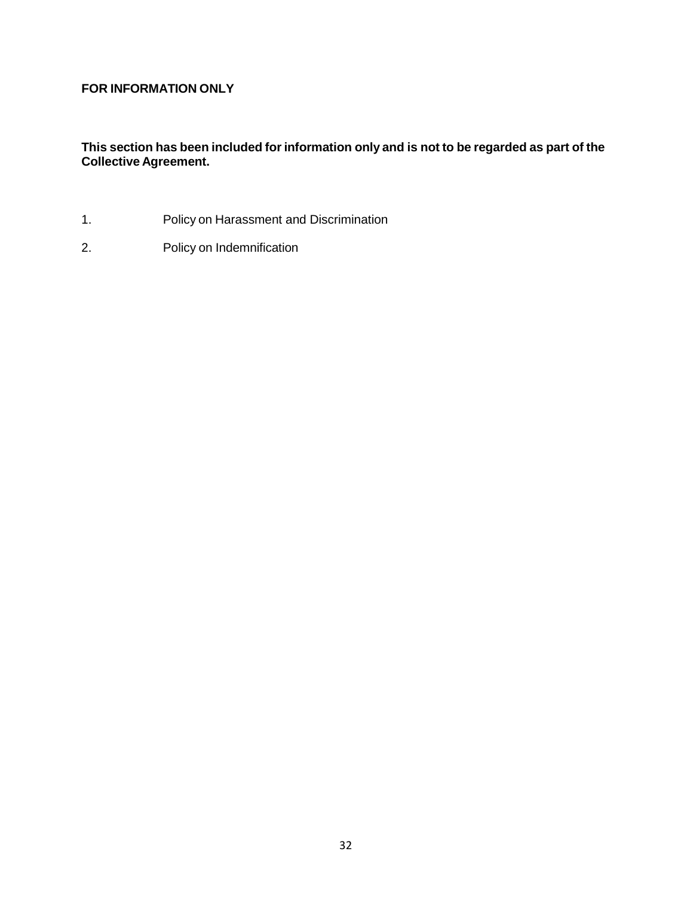**FOR INFORMATION ONLY**

**This section has been included for information only and is not to be regarded as part of the Collective Agreement.**

1. Policy on Harassment and Discrimination
2. Policy on Indemnification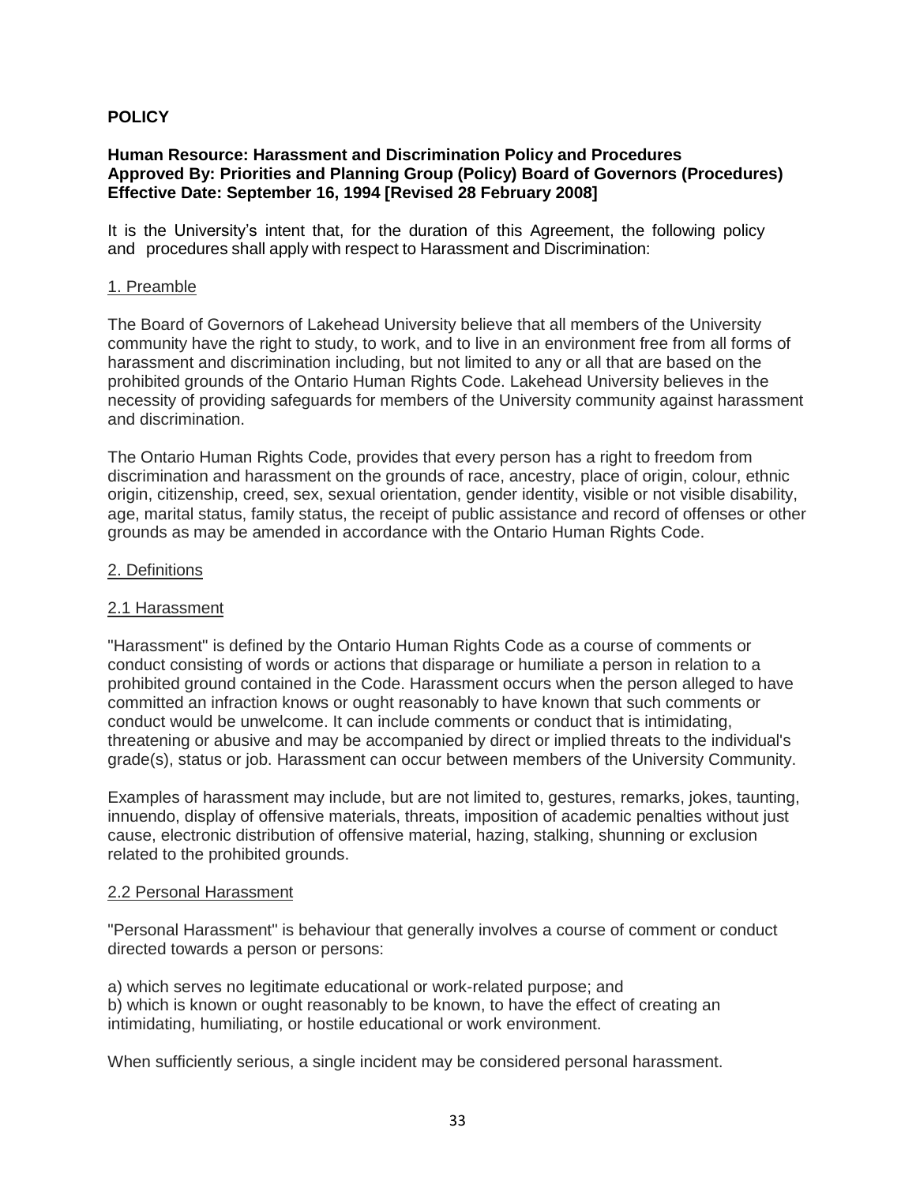## POLICY

**Human Resource: Harassment and Discrimination Policy and Procedures**
**Approved By: Priorities and Planning Group (Policy) Board of Governors (Procedures)**
**Effective Date: September 16, 1994 [Revised 28 February 2008]**

It is the University's intent that, for the duration of this Agreement, the following policy and procedures shall apply with respect to Harassment and Discrimination:

### 1. Preamble

The Board of Governors of Lakehead University believe that all members of the University community have the right to study, to work, and to live in an environment free from all forms of harassment and discrimination including, but not limited to any or all that are based on the prohibited grounds of the Ontario Human Rights Code. Lakehead University believes in the necessity of providing safeguards for members of the University community against harassment and discrimination.

The Ontario Human Rights Code, provides that every person has a right to freedom from discrimination and harassment on the grounds of race, ancestry, place of origin, colour, ethnic origin, citizenship, creed, sex, sexual orientation, gender identity, visible or not visible disability, age, marital status, family status, the receipt of public assistance and record of offenses or other grounds as may be amended in accordance with the Ontario Human Rights Code.

### 2. Definitions

#### 2.1 Harassment

"Harassment" is defined by the Ontario Human Rights Code as a course of comments or conduct consisting of words or actions that disparage or humiliate a person in relation to a prohibited ground contained in the Code. Harassment occurs when the person alleged to have committed an infraction knows or ought reasonably to have known that such comments or conduct would be unwelcome. It can include comments or conduct that is intimidating, threatening or abusive and may be accompanied by direct or implied threats to the individual's grade(s), status or job. Harassment can occur between members of the University Community.

Examples of harassment may include, but are not limited to, gestures, remarks, jokes, taunting, innuendo, display of offensive materials, threats, imposition of academic penalties without just cause, electronic distribution of offensive material, hazing, stalking, shunning or exclusion related to the prohibited grounds.

#### 2.2 Personal Harassment

"Personal Harassment" is behaviour that generally involves a course of comment or conduct directed towards a person or persons:

a) which serves no legitimate educational or work-related purpose; and
b) which is known or ought reasonably to be known, to have the effect of creating an intimidating, humiliating, or hostile educational or work environment.

When sufficiently serious, a single incident may be considered personal harassment.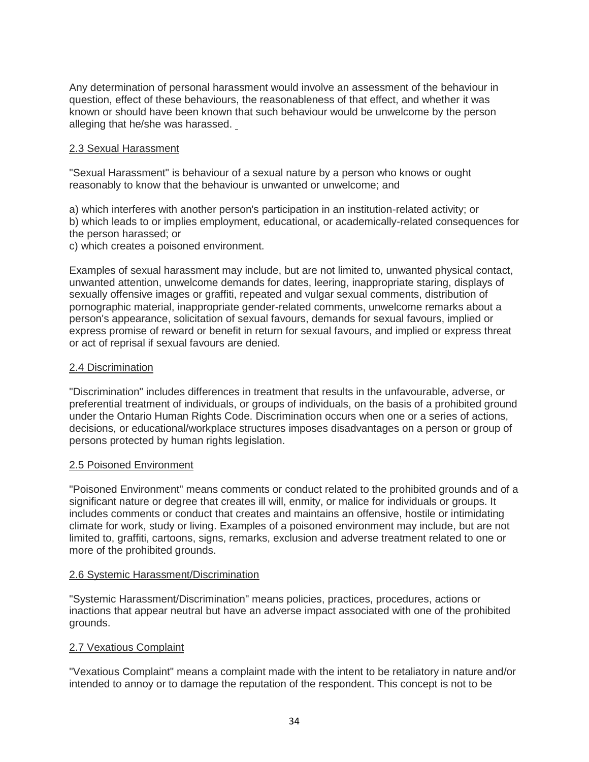Any determination of personal harassment would involve an assessment of the behaviour in question, effect of these behaviours, the reasonableness of that effect, and whether it was known or should have been known that such behaviour would be unwelcome by the person alleging that he/she was harassed.

### 2.3 Sexual Harassment

"Sexual Harassment" is behaviour of a sexual nature by a person who knows or ought reasonably to know that the behaviour is unwanted or unwelcome; and

a) which interferes with another person's participation in an institution-related activity; or
b) which leads to or implies employment, educational, or academically-related consequences for the person harassed; or
c) which creates a poisoned environment.

Examples of sexual harassment may include, but are not limited to, unwanted physical contact, unwanted attention, unwelcome demands for dates, leering, inappropriate staring, displays of sexually offensive images or graffiti, repeated and vulgar sexual comments, distribution of pornographic material, inappropriate gender-related comments, unwelcome remarks about a person's appearance, solicitation of sexual favours, demands for sexual favours, implied or express promise of reward or benefit in return for sexual favours, and implied or express threat or act of reprisal if sexual favours are denied.

### 2.4 Discrimination

"Discrimination" includes differences in treatment that results in the unfavourable, adverse, or preferential treatment of individuals, or groups of individuals, on the basis of a prohibited ground under the Ontario Human Rights Code. Discrimination occurs when one or a series of actions, decisions, or educational/workplace structures imposes disadvantages on a person or group of persons protected by human rights legislation.

### 2.5 Poisoned Environment

"Poisoned Environment" means comments or conduct related to the prohibited grounds and of a significant nature or degree that creates ill will, enmity, or malice for individuals or groups. It includes comments or conduct that creates and maintains an offensive, hostile or intimidating climate for work, study or living. Examples of a poisoned environment may include, but are not limited to, graffiti, cartoons, signs, remarks, exclusion and adverse treatment related to one or more of the prohibited grounds.

### 2.6 Systemic Harassment/Discrimination

"Systemic Harassment/Discrimination" means policies, practices, procedures, actions or inactions that appear neutral but have an adverse impact associated with one of the prohibited grounds.

### 2.7 Vexatious Complaint

"Vexatious Complaint" means a complaint made with the intent to be retaliatory in nature and/or intended to annoy or to damage the reputation of the respondent. This concept is not to be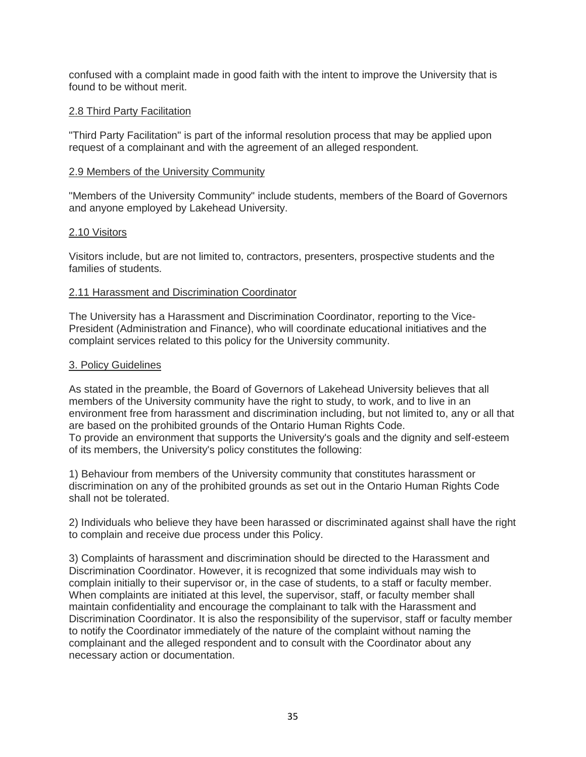confused with a complaint made in good faith with the intent to improve the University that is found to be without merit.

### 2.8 Third Party Facilitation

"Third Party Facilitation" is part of the informal resolution process that may be applied upon request of a complainant and with the agreement of an alleged respondent.

### 2.9 Members of the University Community

"Members of the University Community" include students, members of the Board of Governors and anyone employed by Lakehead University.

### 2.10 Visitors

Visitors include, but are not limited to, contractors, presenters, prospective students and the families of students.

### 2.11 Harassment and Discrimination Coordinator

The University has a Harassment and Discrimination Coordinator, reporting to the Vice-President (Administration and Finance), who will coordinate educational initiatives and the complaint services related to this policy for the University community.

## 3. Policy Guidelines

As stated in the preamble, the Board of Governors of Lakehead University believes that all members of the University community have the right to study, to work, and to live in an environment free from harassment and discrimination including, but not limited to, any or all that are based on the prohibited grounds of the Ontario Human Rights Code.
To provide an environment that supports the University's goals and the dignity and self-esteem of its members, the University's policy constitutes the following:

1) Behaviour from members of the University community that constitutes harassment or discrimination on any of the prohibited grounds as set out in the Ontario Human Rights Code shall not be tolerated.

2) Individuals who believe they have been harassed or discriminated against shall have the right to complain and receive due process under this Policy.

3) Complaints of harassment and discrimination should be directed to the Harassment and Discrimination Coordinator. However, it is recognized that some individuals may wish to complain initially to their supervisor or, in the case of students, to a staff or faculty member. When complaints are initiated at this level, the supervisor, staff, or faculty member shall maintain confidentiality and encourage the complainant to talk with the Harassment and Discrimination Coordinator. It is also the responsibility of the supervisor, staff or faculty member to notify the Coordinator immediately of the nature of the complaint without naming the complainant and the alleged respondent and to consult with the Coordinator about any necessary action or documentation.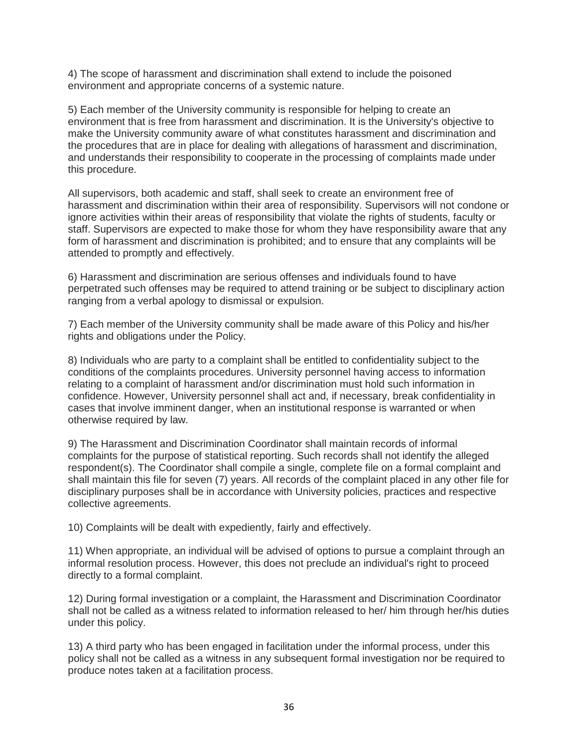4) The scope of harassment and discrimination shall extend to include the poisoned environment and appropriate concerns of a systemic nature.

5) Each member of the University community is responsible for helping to create an environment that is free from harassment and discrimination. It is the University's objective to make the University community aware of what constitutes harassment and discrimination and the procedures that are in place for dealing with allegations of harassment and discrimination, and understands their responsibility to cooperate in the processing of complaints made under this procedure.

All supervisors, both academic and staff, shall seek to create an environment free of harassment and discrimination within their area of responsibility. Supervisors will not condone or ignore activities within their areas of responsibility that violate the rights of students, faculty or staff. Supervisors are expected to make those for whom they have responsibility aware that any form of harassment and discrimination is prohibited; and to ensure that any complaints will be attended to promptly and effectively.

6) Harassment and discrimination are serious offenses and individuals found to have perpetrated such offenses may be required to attend training or be subject to disciplinary action ranging from a verbal apology to dismissal or expulsion.

7) Each member of the University community shall be made aware of this Policy and his/her rights and obligations under the Policy.

8) Individuals who are party to a complaint shall be entitled to confidentiality subject to the conditions of the complaints procedures. University personnel having access to information relating to a complaint of harassment and/or discrimination must hold such information in confidence. However, University personnel shall act and, if necessary, break confidentiality in cases that involve imminent danger, when an institutional response is warranted or when otherwise required by law.

9) The Harassment and Discrimination Coordinator shall maintain records of informal complaints for the purpose of statistical reporting. Such records shall not identify the alleged respondent(s). The Coordinator shall compile a single, complete file on a formal complaint and shall maintain this file for seven (7) years. All records of the complaint placed in any other file for disciplinary purposes shall be in accordance with University policies, practices and respective collective agreements.

10) Complaints will be dealt with expediently, fairly and effectively.

11) When appropriate, an individual will be advised of options to pursue a complaint through an informal resolution process. However, this does not preclude an individual's right to proceed directly to a formal complaint.

12) During formal investigation or a complaint, the Harassment and Discrimination Coordinator shall not be called as a witness related to information released to her/ him through her/his duties under this policy.

13) A third party who has been engaged in facilitation under the informal process, under this policy shall not be called as a witness in any subsequent formal investigation nor be required to produce notes taken at a facilitation process.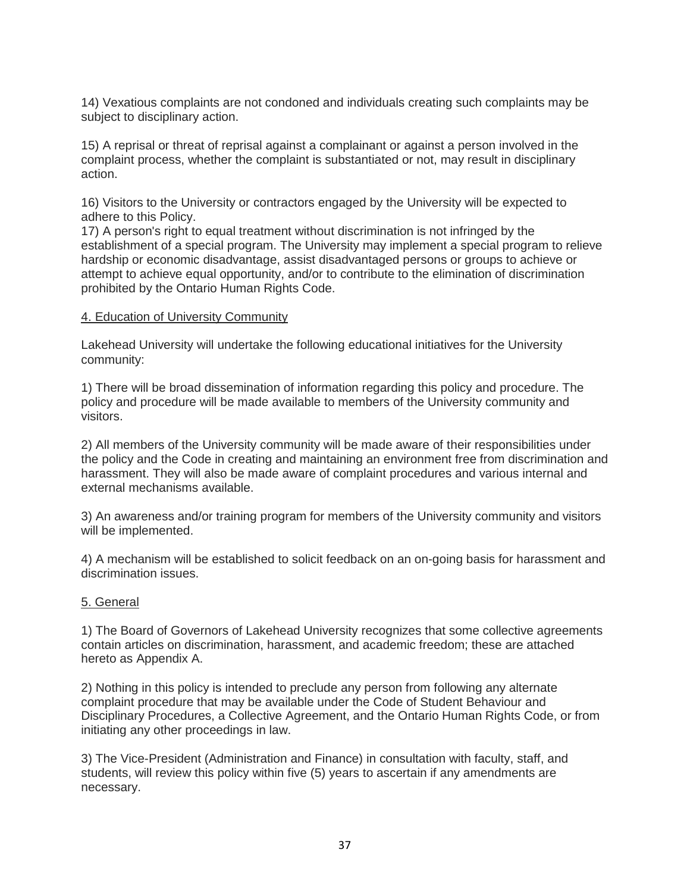14) Vexatious complaints are not condoned and individuals creating such complaints may be subject to disciplinary action.

15) A reprisal or threat of reprisal against a complainant or against a person involved in the complaint process, whether the complaint is substantiated or not, may result in disciplinary action.

16) Visitors to the University or contractors engaged by the University will be expected to adhere to this Policy.

17) A person's right to equal treatment without discrimination is not infringed by the establishment of a special program. The University may implement a special program to relieve hardship or economic disadvantage, assist disadvantaged persons or groups to achieve or attempt to achieve equal opportunity, and/or to contribute to the elimination of discrimination prohibited by the Ontario Human Rights Code.

4. Education of University Community

Lakehead University will undertake the following educational initiatives for the University community:

1) There will be broad dissemination of information regarding this policy and procedure. The policy and procedure will be made available to members of the University community and visitors.

2) All members of the University community will be made aware of their responsibilities under the policy and the Code in creating and maintaining an environment free from discrimination and harassment. They will also be made aware of complaint procedures and various internal and external mechanisms available.

3) An awareness and/or training program for members of the University community and visitors will be implemented.

4) A mechanism will be established to solicit feedback on an on-going basis for harassment and discrimination issues.

5. General

1) The Board of Governors of Lakehead University recognizes that some collective agreements contain articles on discrimination, harassment, and academic freedom; these are attached hereto as Appendix A.

2) Nothing in this policy is intended to preclude any person from following any alternate complaint procedure that may be available under the Code of Student Behaviour and Disciplinary Procedures, a Collective Agreement, and the Ontario Human Rights Code, or from initiating any other proceedings in law.

3) The Vice-President (Administration and Finance) in consultation with faculty, staff, and students, will review this policy within five (5) years to ascertain if any amendments are necessary.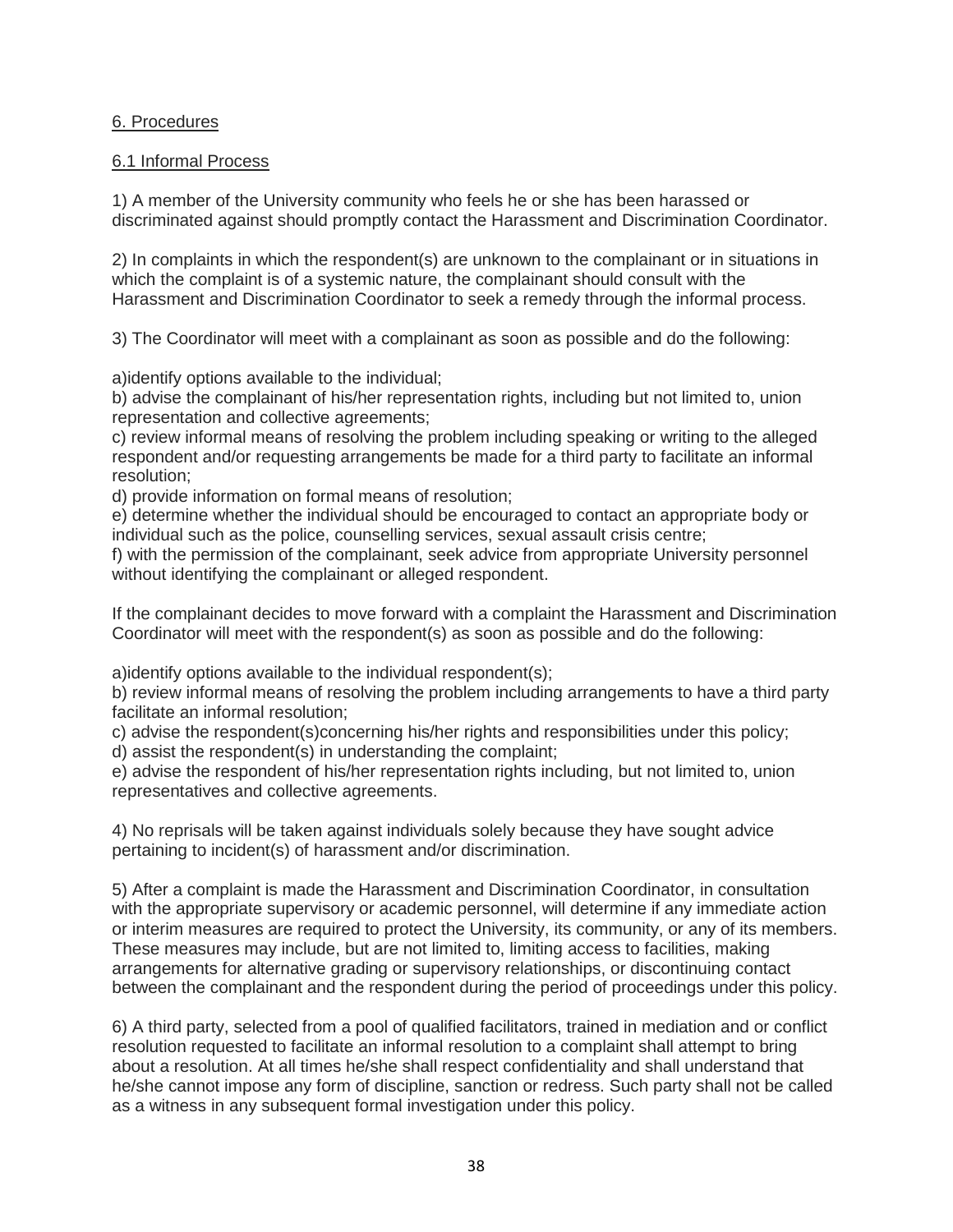6. Procedures

6.1 Informal Process

1) A member of the University community who feels he or she has been harassed or discriminated against should promptly contact the Harassment and Discrimination Coordinator.

2) In complaints in which the respondent(s) are unknown to the complainant or in situations in which the complaint is of a systemic nature, the complainant should consult with the Harassment and Discrimination Coordinator to seek a remedy through the informal process.

3) The Coordinator will meet with a complainant as soon as possible and do the following:

a)identify options available to the individual;
b) advise the complainant of his/her representation rights, including but not limited to, union representation and collective agreements;
c) review informal means of resolving the problem including speaking or writing to the alleged respondent and/or requesting arrangements be made for a third party to facilitate an informal resolution;
d) provide information on formal means of resolution;
e) determine whether the individual should be encouraged to contact an appropriate body or individual such as the police, counselling services, sexual assault crisis centre;
f) with the permission of the complainant, seek advice from appropriate University personnel without identifying the complainant or alleged respondent.

If the complainant decides to move forward with a complaint the Harassment and Discrimination Coordinator will meet with the respondent(s) as soon as possible and do the following:

a)identify options available to the individual respondent(s);
b) review informal means of resolving the problem including arrangements to have a third party facilitate an informal resolution;
c) advise the respondent(s)concerning his/her rights and responsibilities under this policy;
d) assist the respondent(s) in understanding the complaint;
e) advise the respondent of his/her representation rights including, but not limited to, union representatives and collective agreements.

4) No reprisals will be taken against individuals solely because they have sought advice pertaining to incident(s) of harassment and/or discrimination.

5) After a complaint is made the Harassment and Discrimination Coordinator, in consultation with the appropriate supervisory or academic personnel, will determine if any immediate action or interim measures are required to protect the University, its community, or any of its members. These measures may include, but are not limited to, limiting access to facilities, making arrangements for alternative grading or supervisory relationships, or discontinuing contact between the complainant and the respondent during the period of proceedings under this policy.

6) A third party, selected from a pool of qualified facilitators, trained in mediation and or conflict resolution requested to facilitate an informal resolution to a complaint shall attempt to bring about a resolution. At all times he/she shall respect confidentiality and shall understand that he/she cannot impose any form of discipline, sanction or redress. Such party shall not be called as a witness in any subsequent formal investigation under this policy.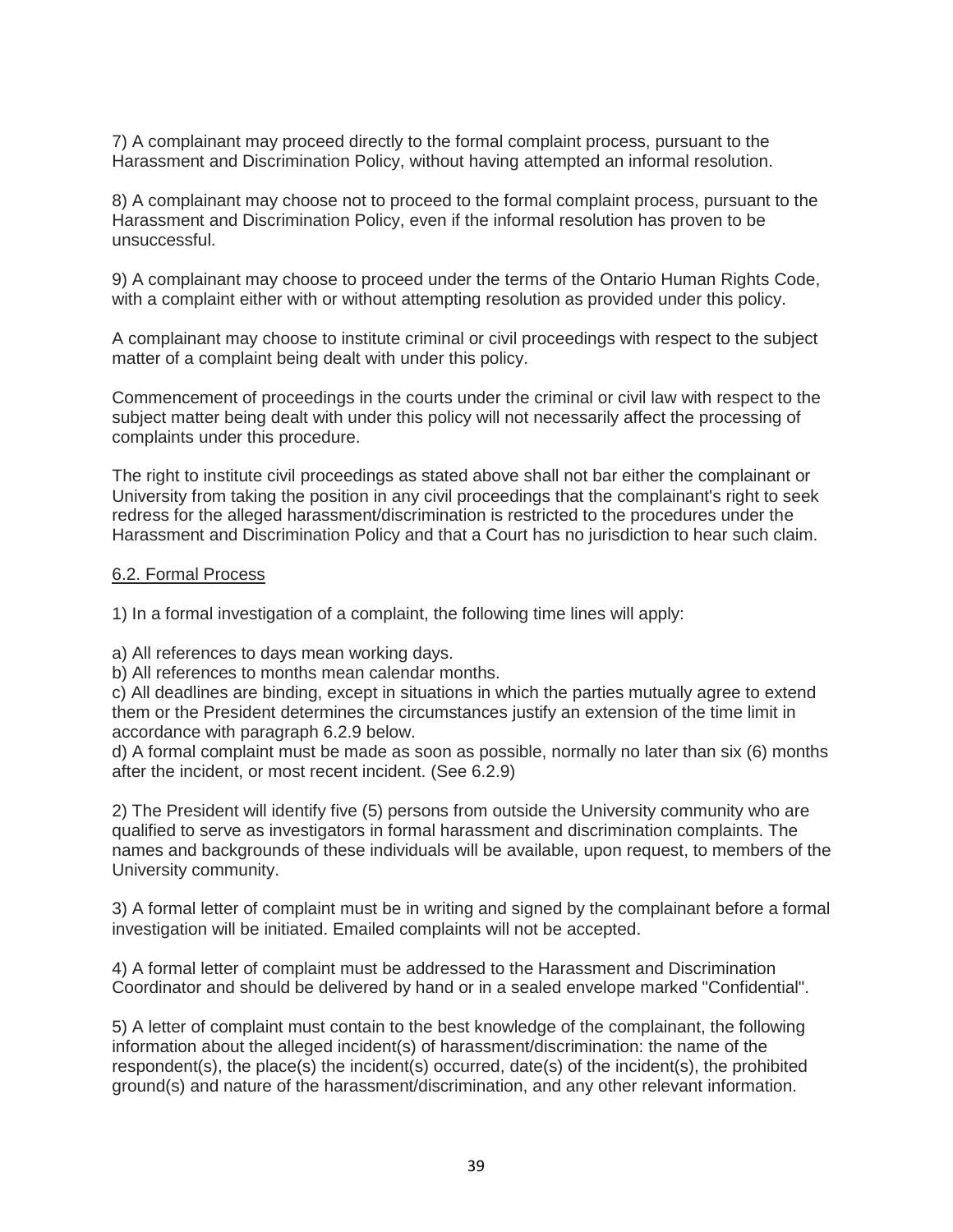7) A complainant may proceed directly to the formal complaint process, pursuant to the Harassment and Discrimination Policy, without having attempted an informal resolution.

8) A complainant may choose not to proceed to the formal complaint process, pursuant to the Harassment and Discrimination Policy, even if the informal resolution has proven to be unsuccessful.

9) A complainant may choose to proceed under the terms of the Ontario Human Rights Code, with a complaint either with or without attempting resolution as provided under this policy.

A complainant may choose to institute criminal or civil proceedings with respect to the subject matter of a complaint being dealt with under this policy.

Commencement of proceedings in the courts under the criminal or civil law with respect to the subject matter being dealt with under this policy will not necessarily affect the processing of complaints under this procedure.

The right to institute civil proceedings as stated above shall not bar either the complainant or University from taking the position in any civil proceedings that the complainant's right to seek redress for the alleged harassment/discrimination is restricted to the procedures under the Harassment and Discrimination Policy and that a Court has no jurisdiction to hear such claim.

6.2. Formal Process

1) In a formal investigation of a complaint, the following time lines will apply:

a) All references to days mean working days.
b) All references to months mean calendar months.
c) All deadlines are binding, except in situations in which the parties mutually agree to extend them or the President determines the circumstances justify an extension of the time limit in accordance with paragraph 6.2.9 below.
d) A formal complaint must be made as soon as possible, normally no later than six (6) months after the incident, or most recent incident. (See 6.2.9)

2) The President will identify five (5) persons from outside the University community who are qualified to serve as investigators in formal harassment and discrimination complaints. The names and backgrounds of these individuals will be available, upon request, to members of the University community.

3) A formal letter of complaint must be in writing and signed by the complainant before a formal investigation will be initiated. Emailed complaints will not be accepted.

4) A formal letter of complaint must be addressed to the Harassment and Discrimination Coordinator and should be delivered by hand or in a sealed envelope marked "Confidential".

5) A letter of complaint must contain to the best knowledge of the complainant, the following information about the alleged incident(s) of harassment/discrimination: the name of the respondent(s), the place(s) the incident(s) occurred, date(s) of the incident(s), the prohibited ground(s) and nature of the harassment/discrimination, and any other relevant information.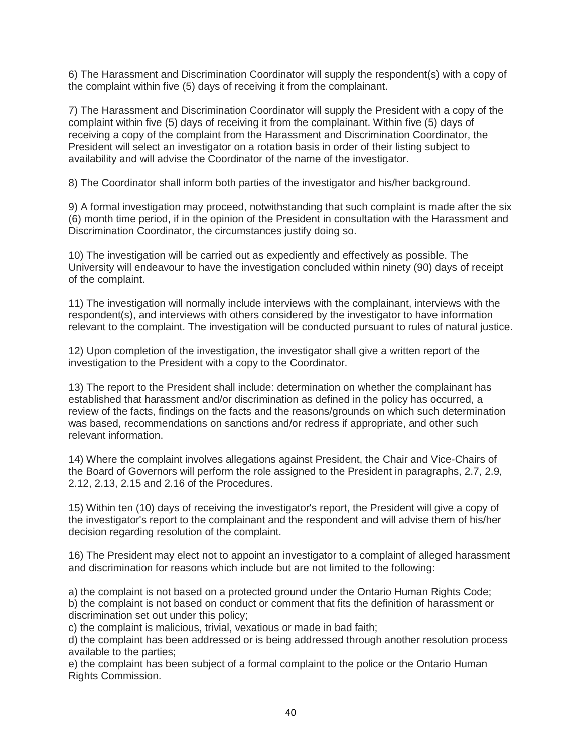6) The Harassment and Discrimination Coordinator will supply the respondent(s) with a copy of the complaint within five (5) days of receiving it from the complainant.

7) The Harassment and Discrimination Coordinator will supply the President with a copy of the complaint within five (5) days of receiving it from the complainant. Within five (5) days of receiving a copy of the complaint from the Harassment and Discrimination Coordinator, the President will select an investigator on a rotation basis in order of their listing subject to availability and will advise the Coordinator of the name of the investigator.

8) The Coordinator shall inform both parties of the investigator and his/her background.

9) A formal investigation may proceed, notwithstanding that such complaint is made after the six (6) month time period, if in the opinion of the President in consultation with the Harassment and Discrimination Coordinator, the circumstances justify doing so.

10) The investigation will be carried out as expediently and effectively as possible. The University will endeavour to have the investigation concluded within ninety (90) days of receipt of the complaint.

11) The investigation will normally include interviews with the complainant, interviews with the respondent(s), and interviews with others considered by the investigator to have information relevant to the complaint. The investigation will be conducted pursuant to rules of natural justice.

12) Upon completion of the investigation, the investigator shall give a written report of the investigation to the President with a copy to the Coordinator.

13) The report to the President shall include: determination on whether the complainant has established that harassment and/or discrimination as defined in the policy has occurred, a review of the facts, findings on the facts and the reasons/grounds on which such determination was based, recommendations on sanctions and/or redress if appropriate, and other such relevant information.

14) Where the complaint involves allegations against President, the Chair and Vice-Chairs of the Board of Governors will perform the role assigned to the President in paragraphs, 2.7, 2.9, 2.12, 2.13, 2.15 and 2.16 of the Procedures.

15) Within ten (10) days of receiving the investigator's report, the President will give a copy of the investigator's report to the complainant and the respondent and will advise them of his/her decision regarding resolution of the complaint.

16) The President may elect not to appoint an investigator to a complaint of alleged harassment and discrimination for reasons which include but are not limited to the following:

a) the complaint is not based on a protected ground under the Ontario Human Rights Code;
b) the complaint is not based on conduct or comment that fits the definition of harassment or discrimination set out under this policy;
c) the complaint is malicious, trivial, vexatious or made in bad faith;
d) the complaint has been addressed or is being addressed through another resolution process available to the parties;
e) the complaint has been subject of a formal complaint to the police or the Ontario Human Rights Commission.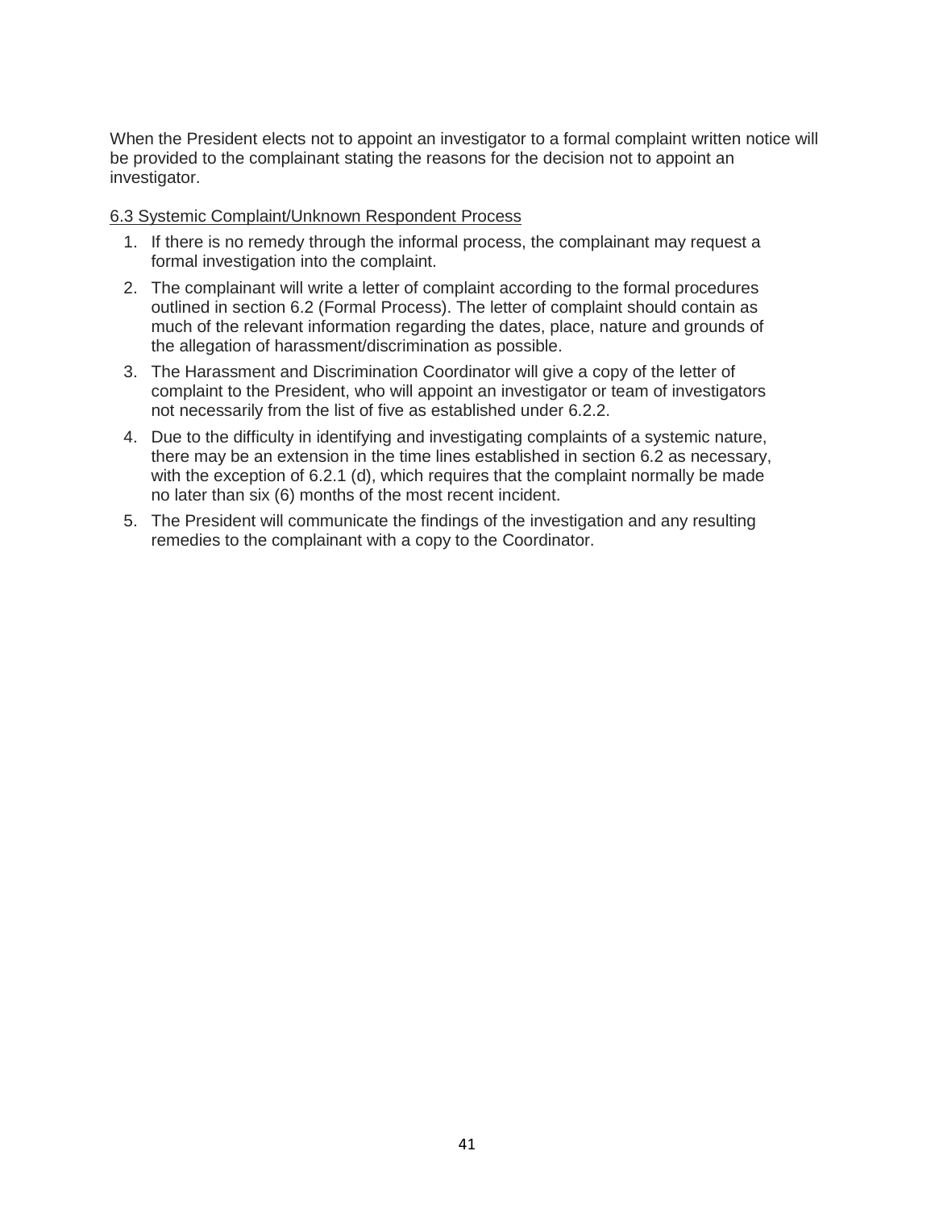When the President elects not to appoint an investigator to a formal complaint written notice will be provided to the complainant stating the reasons for the decision not to appoint an investigator.

6.3 Systemic Complaint/Unknown Respondent Process

1. If there is no remedy through the informal process, the complainant may request a formal investigation into the complaint.
2. The complainant will write a letter of complaint according to the formal procedures outlined in section 6.2 (Formal Process). The letter of complaint should contain as much of the relevant information regarding the dates, place, nature and grounds of the allegation of harassment/discrimination as possible.
3. The Harassment and Discrimination Coordinator will give a copy of the letter of complaint to the President, who will appoint an investigator or team of investigators not necessarily from the list of five as established under 6.2.2.
4. Due to the difficulty in identifying and investigating complaints of a systemic nature, there may be an extension in the time lines established in section 6.2 as necessary, with the exception of 6.2.1 (d), which requires that the complaint normally be made no later than six (6) months of the most recent incident.
5. The President will communicate the findings of the investigation and any resulting remedies to the complainant with a copy to the Coordinator.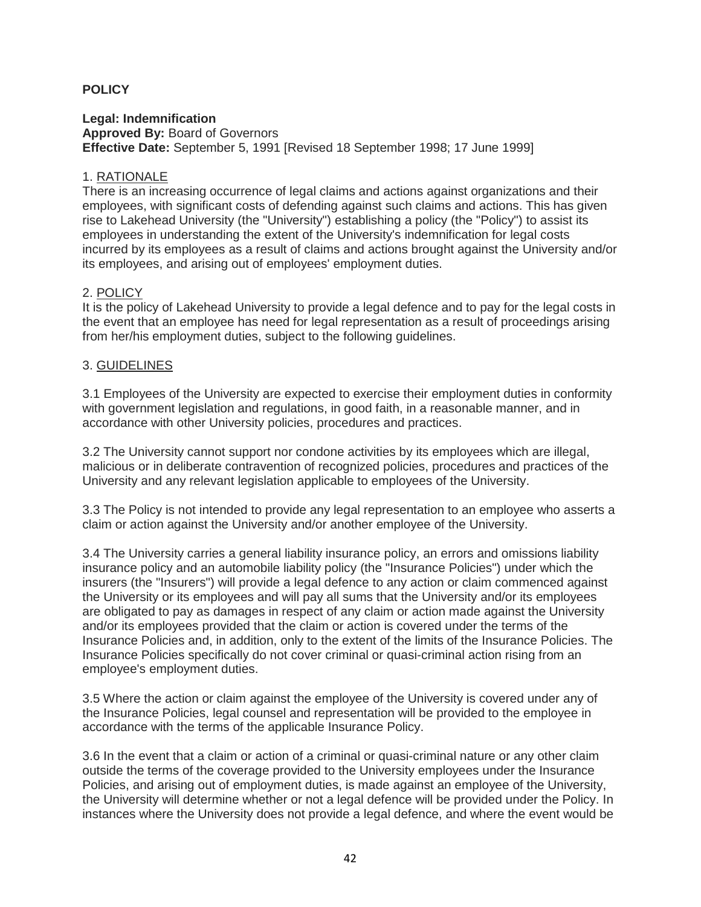**POLICY**

**Legal: Indemnification**
**Approved By:** Board of Governors
**Effective Date:** September 5, 1991 [Revised 18 September 1998; 17 June 1999]

1. RATIONALE
There is an increasing occurrence of legal claims and actions against organizations and their employees, with significant costs of defending against such claims and actions. This has given rise to Lakehead University (the "University") establishing a policy (the "Policy") to assist its employees in understanding the extent of the University's indemnification for legal costs incurred by its employees as a result of claims and actions brought against the University and/or its employees, and arising out of employees' employment duties.

2. POLICY
It is the policy of Lakehead University to provide a legal defence and to pay for the legal costs in the event that an employee has need for legal representation as a result of proceedings arising from her/his employment duties, subject to the following guidelines.

3. GUIDELINES

3.1 Employees of the University are expected to exercise their employment duties in conformity with government legislation and regulations, in good faith, in a reasonable manner, and in accordance with other University policies, procedures and practices.

3.2 The University cannot support nor condone activities by its employees which are illegal, malicious or in deliberate contravention of recognized policies, procedures and practices of the University and any relevant legislation applicable to employees of the University.

3.3 The Policy is not intended to provide any legal representation to an employee who asserts a claim or action against the University and/or another employee of the University.

3.4 The University carries a general liability insurance policy, an errors and omissions liability insurance policy and an automobile liability policy (the "Insurance Policies") under which the insurers (the "Insurers") will provide a legal defence to any action or claim commenced against the University or its employees and will pay all sums that the University and/or its employees are obligated to pay as damages in respect of any claim or action made against the University and/or its employees provided that the claim or action is covered under the terms of the Insurance Policies and, in addition, only to the extent of the limits of the Insurance Policies. The Insurance Policies specifically do not cover criminal or quasi-criminal action rising from an employee's employment duties.

3.5 Where the action or claim against the employee of the University is covered under any of the Insurance Policies, legal counsel and representation will be provided to the employee in accordance with the terms of the applicable Insurance Policy.

3.6 In the event that a claim or action of a criminal or quasi-criminal nature or any other claim outside the terms of the coverage provided to the University employees under the Insurance Policies, and arising out of employment duties, is made against an employee of the University, the University will determine whether or not a legal defence will be provided under the Policy. In instances where the University does not provide a legal defence, and where the event would be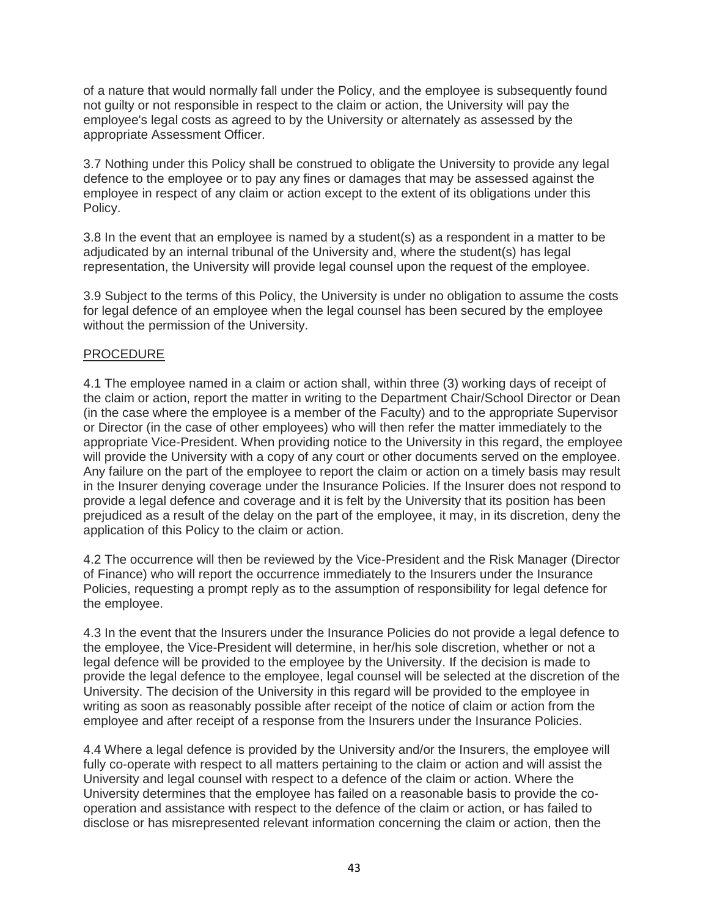of a nature that would normally fall under the Policy, and the employee is subsequently found not guilty or not responsible in respect to the claim or action, the University will pay the employee's legal costs as agreed to by the University or alternately as assessed by the appropriate Assessment Officer.

3.7 Nothing under this Policy shall be construed to obligate the University to provide any legal defence to the employee or to pay any fines or damages that may be assessed against the employee in respect of any claim or action except to the extent of its obligations under this Policy.

3.8 In the event that an employee is named by a student(s) as a respondent in a matter to be adjudicated by an internal tribunal of the University and, where the student(s) has legal representation, the University will provide legal counsel upon the request of the employee.

3.9 Subject to the terms of this Policy, the University is under no obligation to assume the costs for legal defence of an employee when the legal counsel has been secured by the employee without the permission of the University.

PROCEDURE

4.1 The employee named in a claim or action shall, within three (3) working days of receipt of the claim or action, report the matter in writing to the Department Chair/School Director or Dean (in the case where the employee is a member of the Faculty) and to the appropriate Supervisor or Director (in the case of other employees) who will then refer the matter immediately to the appropriate Vice-President. When providing notice to the University in this regard, the employee will provide the University with a copy of any court or other documents served on the employee. Any failure on the part of the employee to report the claim or action on a timely basis may result in the Insurer denying coverage under the Insurance Policies. If the Insurer does not respond to provide a legal defence and coverage and it is felt by the University that its position has been prejudiced as a result of the delay on the part of the employee, it may, in its discretion, deny the application of this Policy to the claim or action.

4.2 The occurrence will then be reviewed by the Vice-President and the Risk Manager (Director of Finance) who will report the occurrence immediately to the Insurers under the Insurance Policies, requesting a prompt reply as to the assumption of responsibility for legal defence for the employee.

4.3 In the event that the Insurers under the Insurance Policies do not provide a legal defence to the employee, the Vice-President will determine, in her/his sole discretion, whether or not a legal defence will be provided to the employee by the University. If the decision is made to provide the legal defence to the employee, legal counsel will be selected at the discretion of the University. The decision of the University in this regard will be provided to the employee in writing as soon as reasonably possible after receipt of the notice of claim or action from the employee and after receipt of a response from the Insurers under the Insurance Policies.

4.4 Where a legal defence is provided by the University and/or the Insurers, the employee will fully co-operate with respect to all matters pertaining to the claim or action and will assist the University and legal counsel with respect to a defence of the claim or action. Where the University determines that the employee has failed on a reasonable basis to provide the co-operation and assistance with respect to the defence of the claim or action, or has failed to disclose or has misrepresented relevant information concerning the claim or action, then the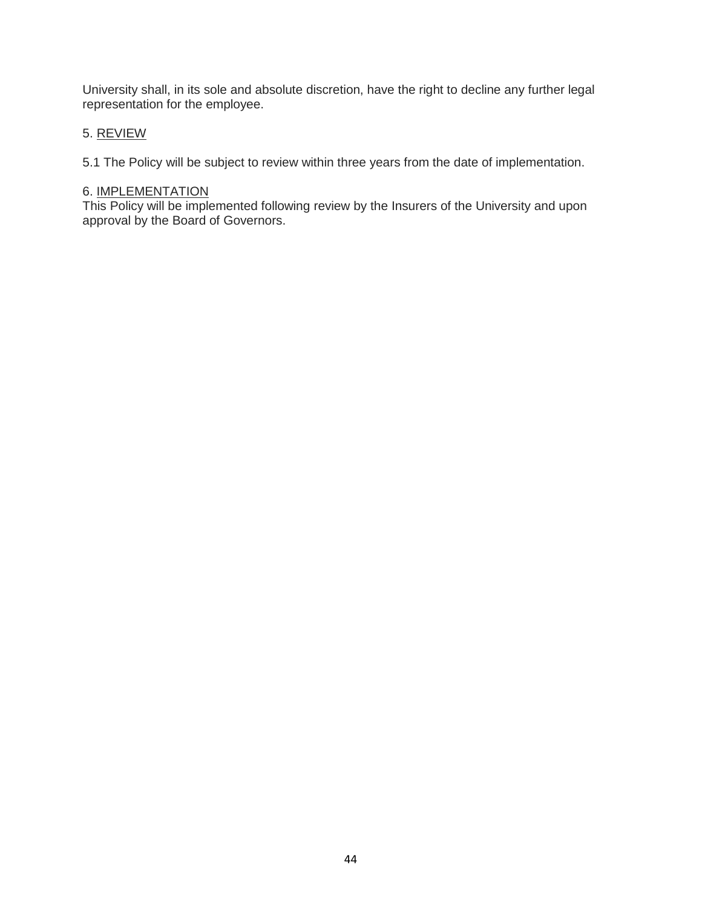University shall, in its sole and absolute discretion, have the right to decline any further legal representation for the employee.

5. REVIEW

5.1 The Policy will be subject to review within three years from the date of implementation.

6. IMPLEMENTATION

This Policy will be implemented following review by the Insurers of the University and upon approval by the Board of Governors.